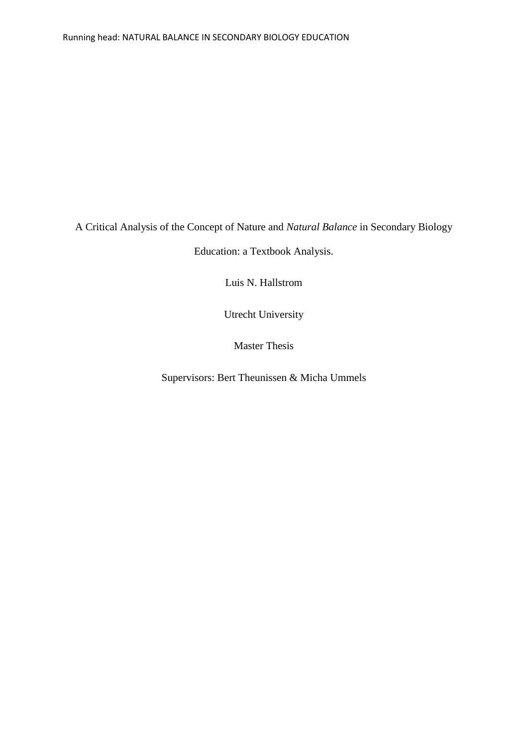A Critical Analysis of the Concept of Nature and *Natural Balance* in Secondary Biology Education: a Textbook Analysis.

Luis N. Hallstrom

Utrecht University

Master Thesis

Supervisors: Bert Theunissen & Micha Ummels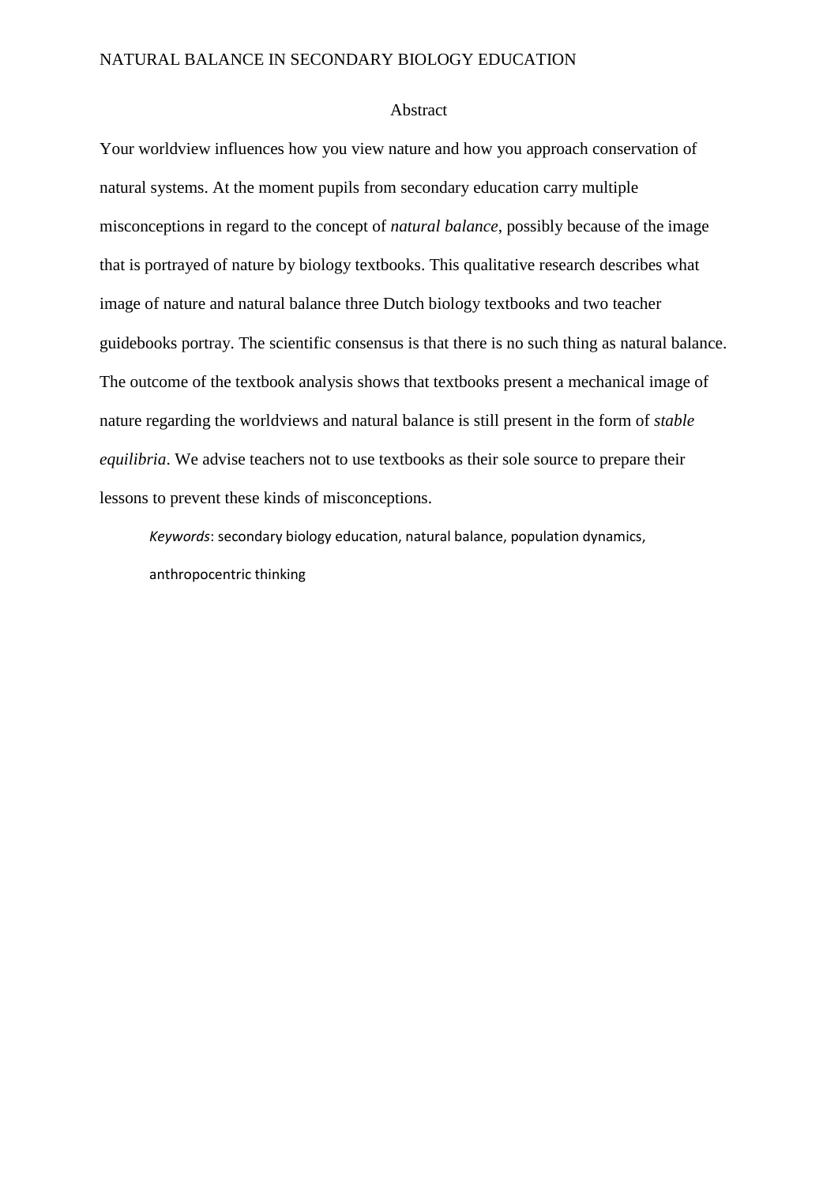## Abstract

Your worldview influences how you view nature and how you approach conservation of natural systems. At the moment pupils from secondary education carry multiple misconceptions in regard to the concept of *natural balance*, possibly because of the image that is portrayed of nature by biology textbooks. This qualitative research describes what image of nature and natural balance three Dutch biology textbooks and two teacher guidebooks portray. The scientific consensus is that there is no such thing as natural balance. The outcome of the textbook analysis shows that textbooks present a mechanical image of nature regarding the worldviews and natural balance is still present in the form of *stable equilibria*. We advise teachers not to use textbooks as their sole source to prepare their lessons to prevent these kinds of misconceptions.

*Keywords*: secondary biology education, natural balance, population dynamics, anthropocentric thinking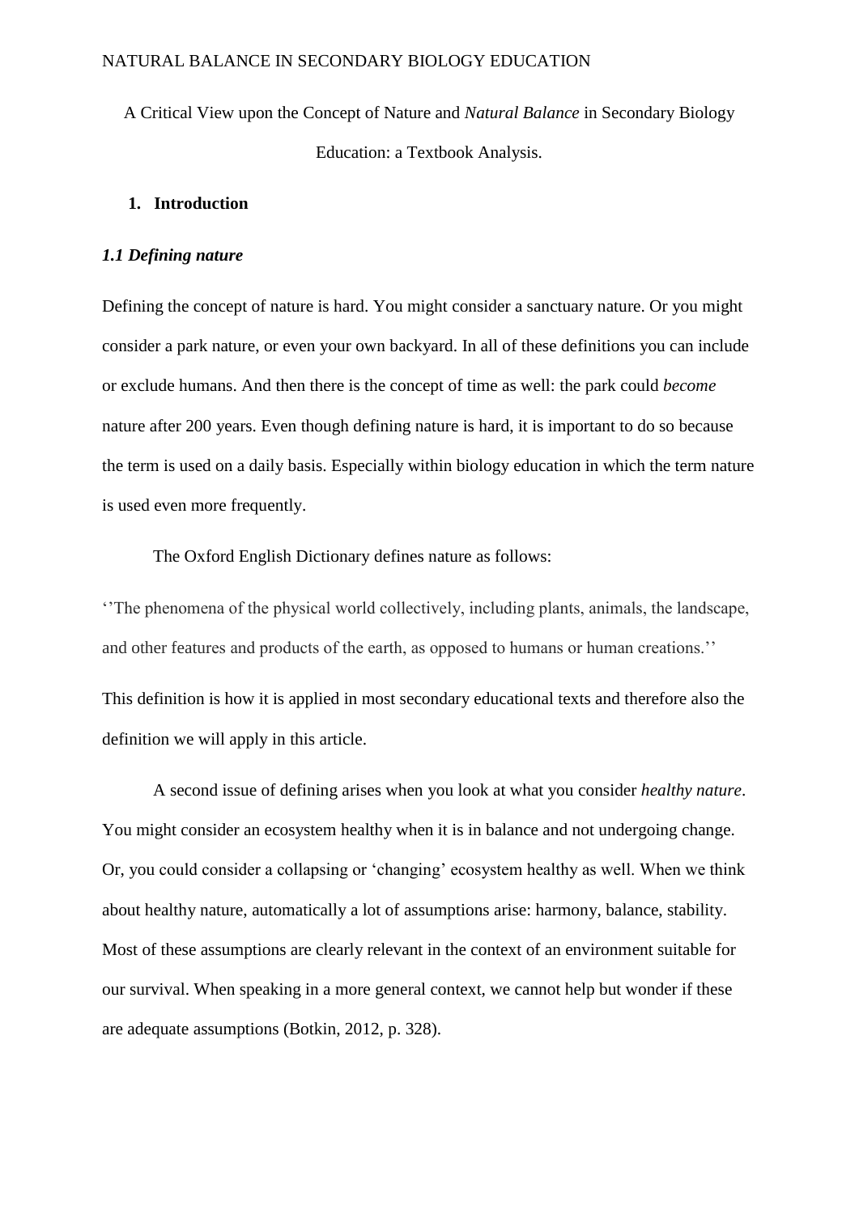A Critical View upon the Concept of Nature and *Natural Balance* in Secondary Biology Education: a Textbook Analysis.

## 1. Introduction

### *1.1 Defining nature*

Defining the concept of nature is hard. You might consider a sanctuary nature. Or you might consider a park nature, or even your own backyard. In all of these definitions you can include or exclude humans. And then there is the concept of time as well: the park could *become* nature after 200 years. Even though defining nature is hard, it is important to do so because the term is used on a daily basis. Especially within biology education in which the term nature is used even more frequently.

The Oxford English Dictionary defines nature as follows:

''The phenomena of the physical world collectively, including plants, animals, the landscape, and other features and products of the earth, as opposed to humans or human creations.''

This definition is how it is applied in most secondary educational texts and therefore also the definition we will apply in this article.

A second issue of defining arises when you look at what you consider *healthy nature*. You might consider an ecosystem healthy when it is in balance and not undergoing change. Or, you could consider a collapsing or 'changing' ecosystem healthy as well. When we think about healthy nature, automatically a lot of assumptions arise: harmony, balance, stability. Most of these assumptions are clearly relevant in the context of an environment suitable for our survival. When speaking in a more general context, we cannot help but wonder if these are adequate assumptions (Botkin, 2012, p. 328).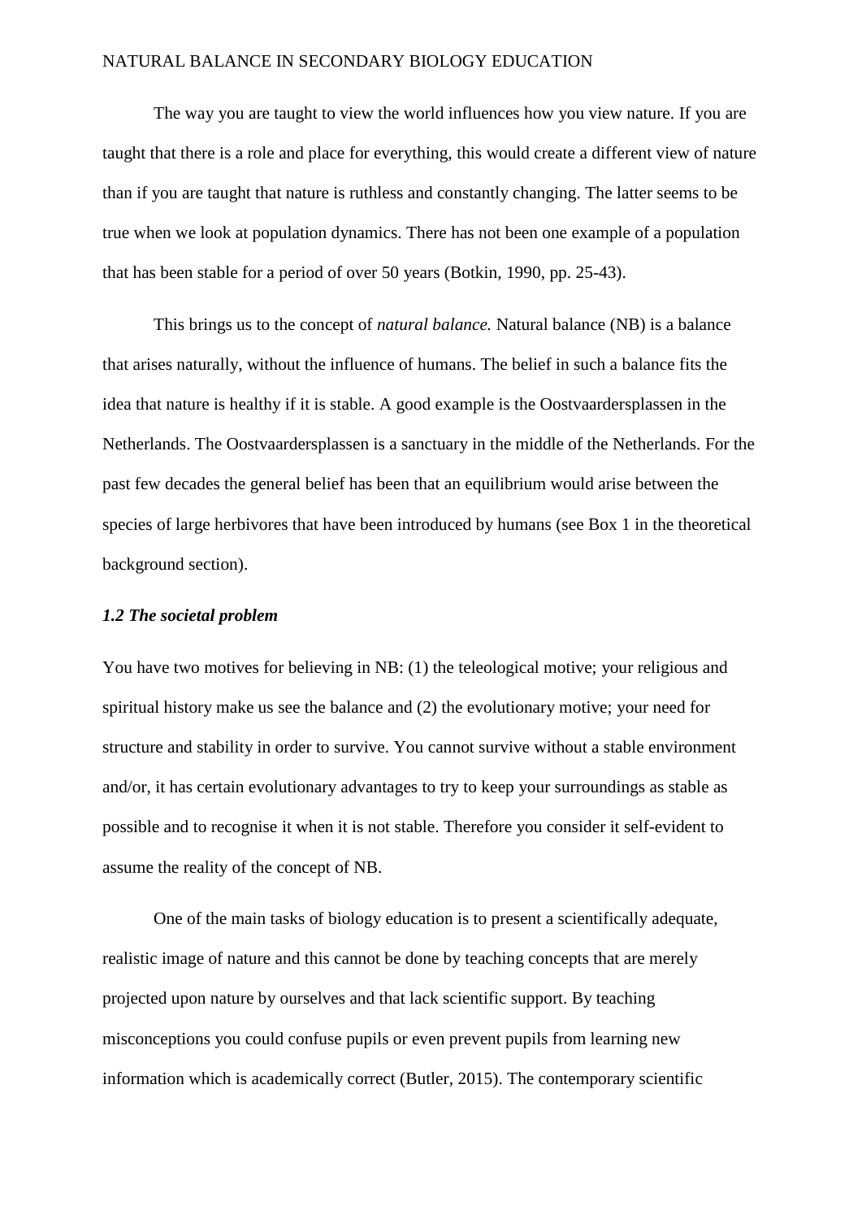The way you are taught to view the world influences how you view nature. If you are taught that there is a role and place for everything, this would create a different view of nature than if you are taught that nature is ruthless and constantly changing. The latter seems to be true when we look at population dynamics. There has not been one example of a population that has been stable for a period of over 50 years (Botkin, 1990, pp. 25-43).

This brings us to the concept of *natural balance.* Natural balance (NB) is a balance that arises naturally, without the influence of humans. The belief in such a balance fits the idea that nature is healthy if it is stable. A good example is the Oostvaardersplassen in the Netherlands. The Oostvaardersplassen is a sanctuary in the middle of the Netherlands. For the past few decades the general belief has been that an equilibrium would arise between the species of large herbivores that have been introduced by humans (see Box 1 in the theoretical background section).

### *1.2 The societal problem*

You have two motives for believing in NB: (1) the teleological motive; your religious and spiritual history make us see the balance and (2) the evolutionary motive; your need for structure and stability in order to survive. You cannot survive without a stable environment and/or, it has certain evolutionary advantages to try to keep your surroundings as stable as possible and to recognise it when it is not stable. Therefore you consider it self-evident to assume the reality of the concept of NB.

One of the main tasks of biology education is to present a scientifically adequate, realistic image of nature and this cannot be done by teaching concepts that are merely projected upon nature by ourselves and that lack scientific support. By teaching misconceptions you could confuse pupils or even prevent pupils from learning new information which is academically correct (Butler, 2015). The contemporary scientific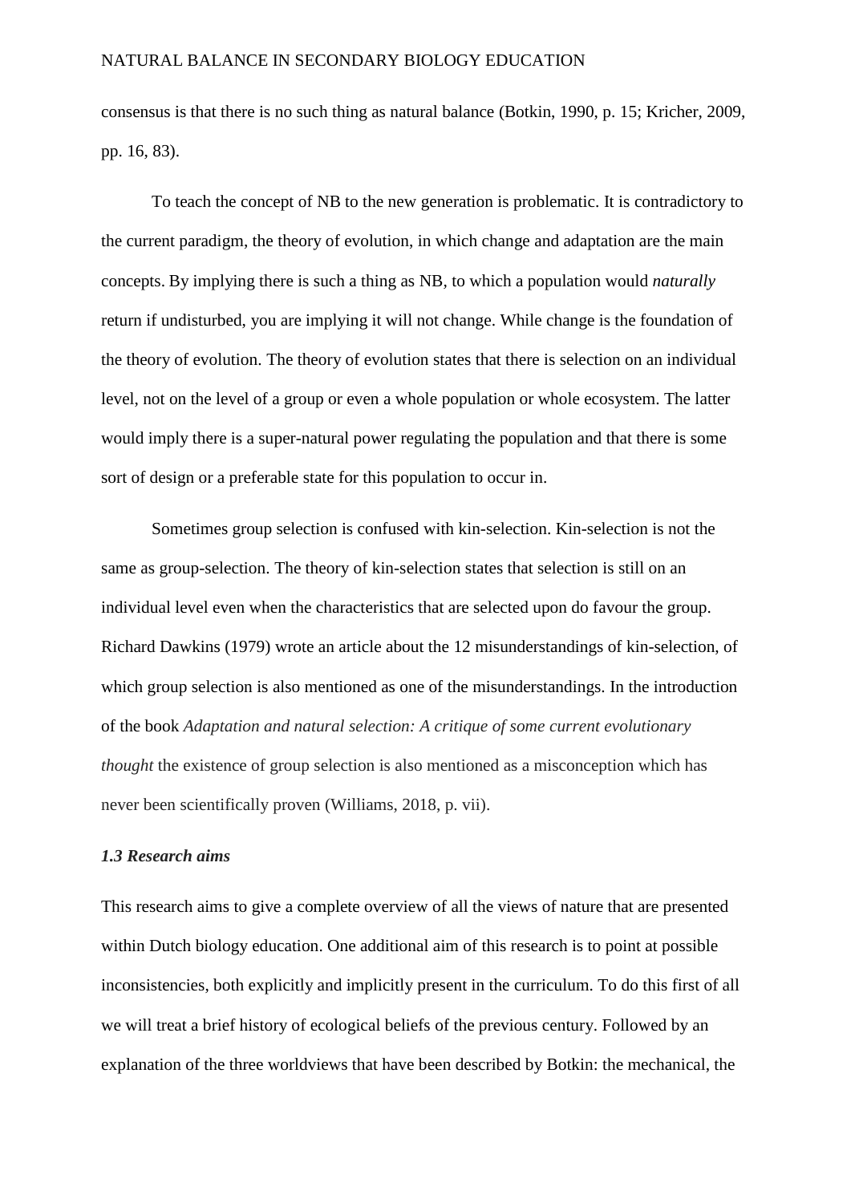consensus is that there is no such thing as natural balance (Botkin, 1990, p. 15; Kricher, 2009, pp. 16, 83).

To teach the concept of NB to the new generation is problematic. It is contradictory to the current paradigm, the theory of evolution, in which change and adaptation are the main concepts. By implying there is such a thing as NB, to which a population would *naturally* return if undisturbed, you are implying it will not change. While change is the foundation of the theory of evolution. The theory of evolution states that there is selection on an individual level, not on the level of a group or even a whole population or whole ecosystem. The latter would imply there is a super-natural power regulating the population and that there is some sort of design or a preferable state for this population to occur in.

Sometimes group selection is confused with kin-selection. Kin-selection is not the same as group-selection. The theory of kin-selection states that selection is still on an individual level even when the characteristics that are selected upon do favour the group. Richard Dawkins (1979) wrote an article about the 12 misunderstandings of kin-selection, of which group selection is also mentioned as one of the misunderstandings. In the introduction of the book *Adaptation and natural selection: A critique of some current evolutionary thought* the existence of group selection is also mentioned as a misconception which has never been scientifically proven (Williams, 2018, p. vii).

### *1.3 Research aims*

This research aims to give a complete overview of all the views of nature that are presented within Dutch biology education. One additional aim of this research is to point at possible inconsistencies, both explicitly and implicitly present in the curriculum. To do this first of all we will treat a brief history of ecological beliefs of the previous century. Followed by an explanation of the three worldviews that have been described by Botkin: the mechanical, the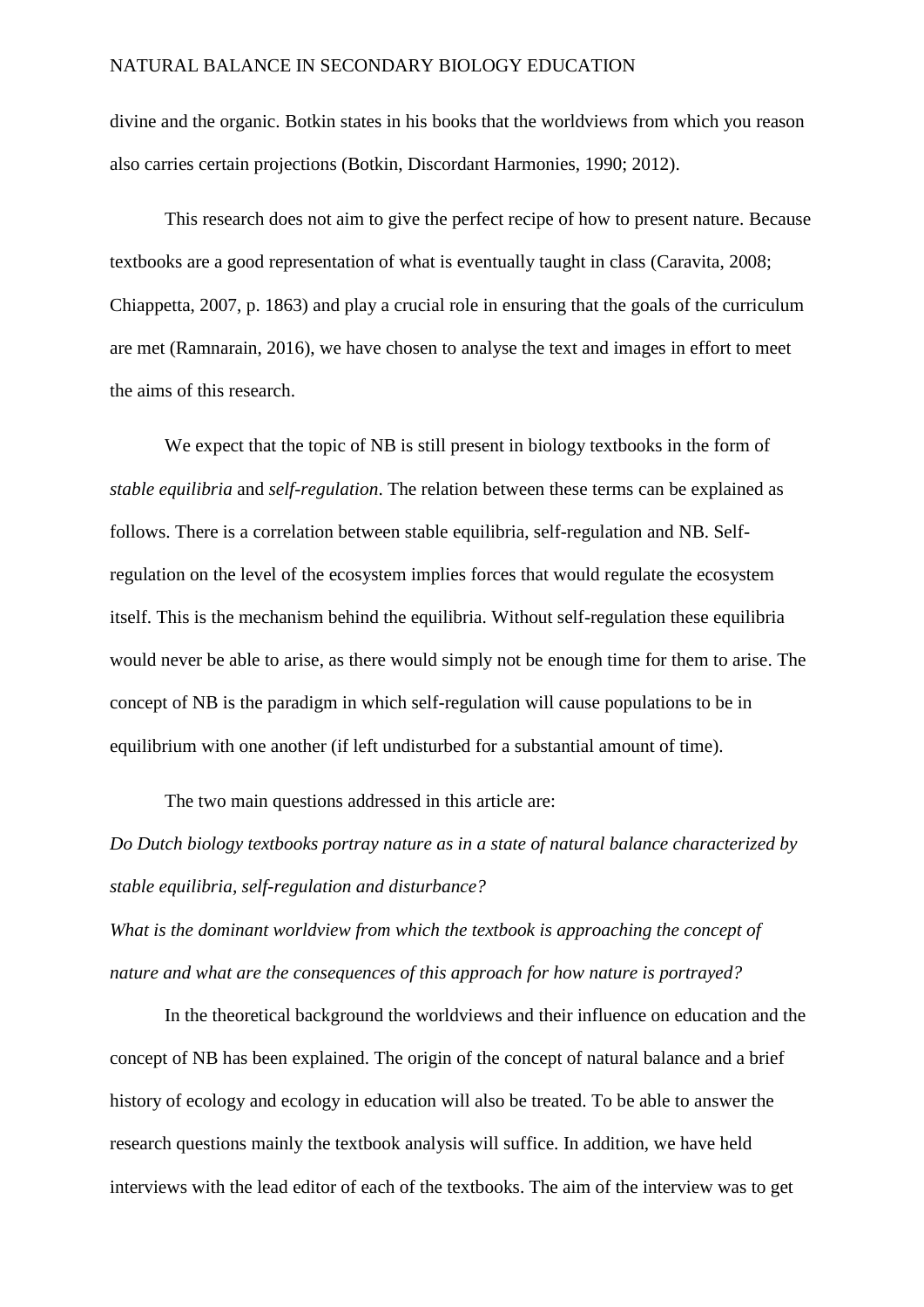divine and the organic. Botkin states in his books that the worldviews from which you reason also carries certain projections (Botkin, Discordant Harmonies, 1990; 2012).

This research does not aim to give the perfect recipe of how to present nature. Because textbooks are a good representation of what is eventually taught in class (Caravita, 2008; Chiappetta, 2007, p. 1863) and play a crucial role in ensuring that the goals of the curriculum are met (Ramnarain, 2016), we have chosen to analyse the text and images in effort to meet the aims of this research.

We expect that the topic of NB is still present in biology textbooks in the form of *stable equilibria* and *self-regulation*. The relation between these terms can be explained as follows. There is a correlation between stable equilibria, self-regulation and NB. Self-regulation on the level of the ecosystem implies forces that would regulate the ecosystem itself. This is the mechanism behind the equilibria. Without self-regulation these equilibria would never be able to arise, as there would simply not be enough time for them to arise. The concept of NB is the paradigm in which self-regulation will cause populations to be in equilibrium with one another (if left undisturbed for a substantial amount of time).

The two main questions addressed in this article are:

*Do Dutch biology textbooks portray nature as in a state of natural balance characterized by stable equilibria, self-regulation and disturbance?*

*What is the dominant worldview from which the textbook is approaching the concept of nature and what are the consequences of this approach for how nature is portrayed?*

In the theoretical background the worldviews and their influence on education and the concept of NB has been explained. The origin of the concept of natural balance and a brief history of ecology and ecology in education will also be treated. To be able to answer the research questions mainly the textbook analysis will suffice. In addition, we have held interviews with the lead editor of each of the textbooks. The aim of the interview was to get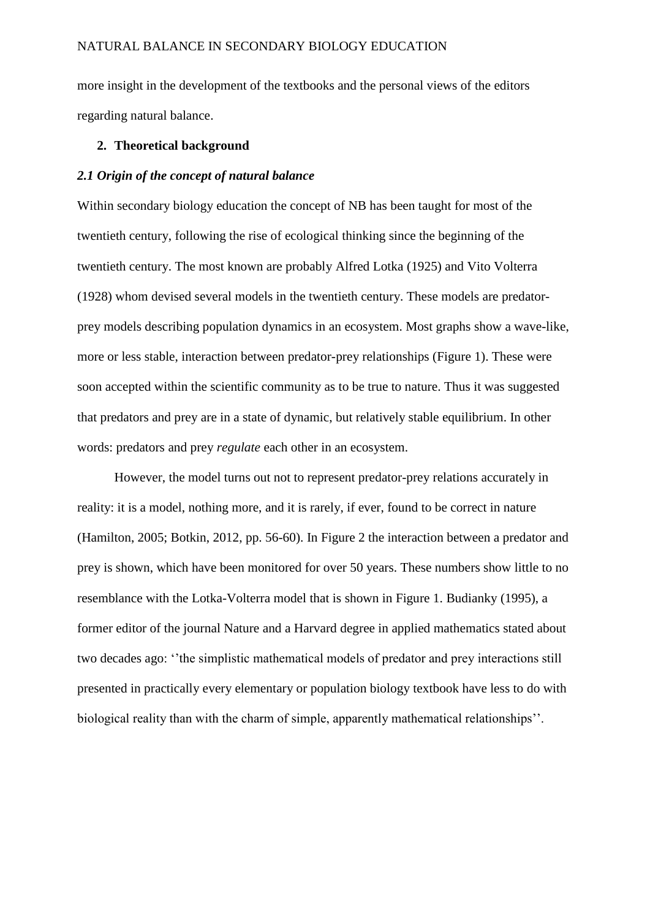more insight in the development of the textbooks and the personal views of the editors regarding natural balance.

## 2. Theoretical background

### *2.1 Origin of the concept of natural balance*

Within secondary biology education the concept of NB has been taught for most of the twentieth century, following the rise of ecological thinking since the beginning of the twentieth century. The most known are probably Alfred Lotka (1925) and Vito Volterra (1928) whom devised several models in the twentieth century. These models are predator-prey models describing population dynamics in an ecosystem. Most graphs show a wave-like, more or less stable, interaction between predator-prey relationships (Figure 1). These were soon accepted within the scientific community as to be true to nature. Thus it was suggested that predators and prey are in a state of dynamic, but relatively stable equilibrium. In other words: predators and prey *regulate* each other in an ecosystem.

However, the model turns out not to represent predator-prey relations accurately in reality: it is a model, nothing more, and it is rarely, if ever, found to be correct in nature (Hamilton, 2005; Botkin, 2012, pp. 56-60). In Figure 2 the interaction between a predator and prey is shown, which have been monitored for over 50 years. These numbers show little to no resemblance with the Lotka-Volterra model that is shown in Figure 1. Budianky (1995), a former editor of the journal Nature and a Harvard degree in applied mathematics stated about two decades ago: ''the simplistic mathematical models of predator and prey interactions still presented in practically every elementary or population biology textbook have less to do with biological reality than with the charm of simple, apparently mathematical relationships''.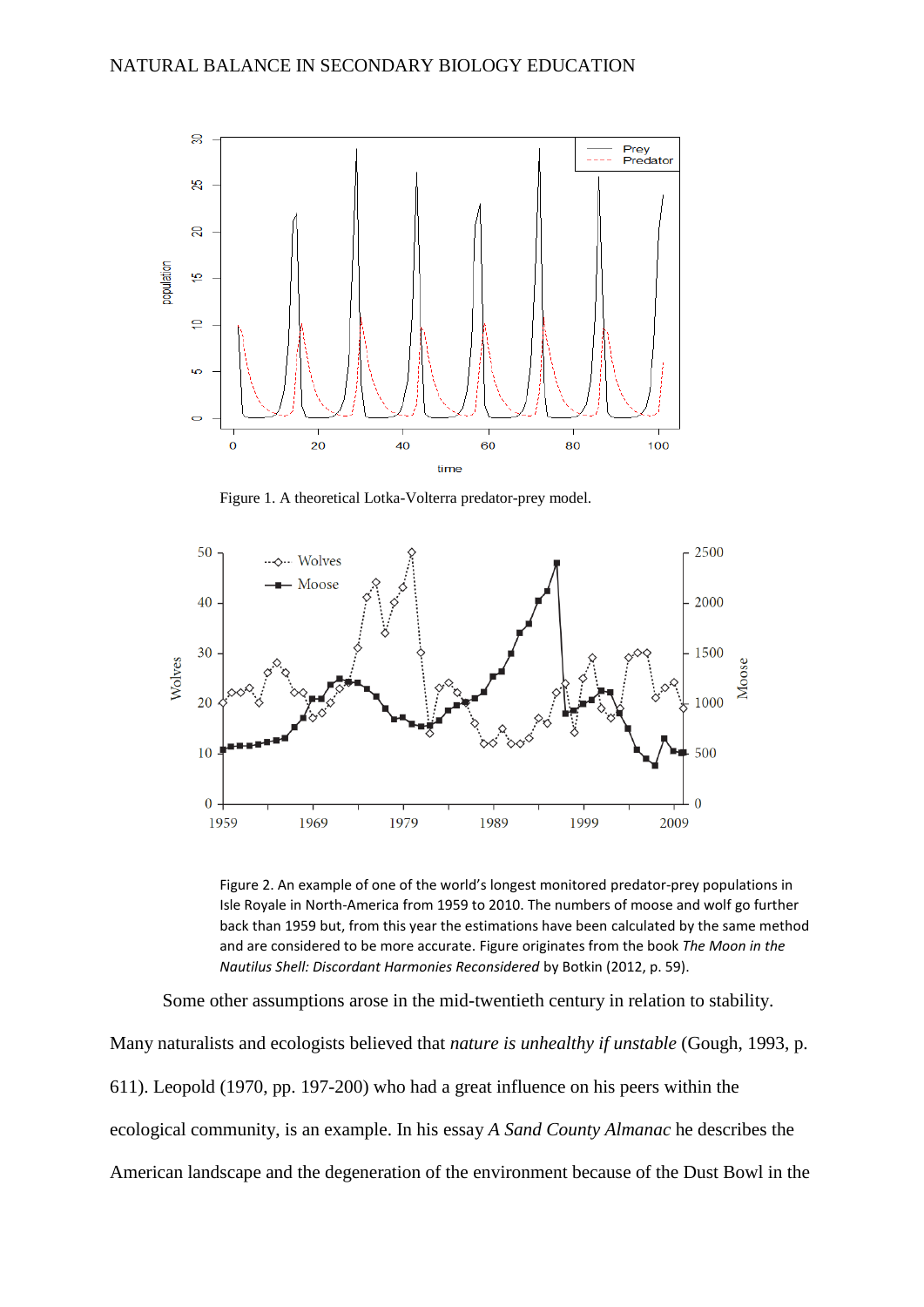Figure 1. A theoretical Lotka-Volterra predator-prey model.

Figure 2. An example of one of the world's longest monitored predator-prey populations in Isle Royale in North-America from 1959 to 2010. The numbers of moose and wolf go further back than 1959 but, from this year the estimations have been calculated by the same method and are considered to be more accurate. Figure originates from the book *The Moon in the Nautilus Shell: Discordant Harmonies Reconsidered* by Botkin (2012, p. 59).

Some other assumptions arose in the mid-twentieth century in relation to stability. Many naturalists and ecologists believed that *nature is unhealthy if unstable* (Gough, 1993, p. 611). Leopold (1970, pp. 197-200) who had a great influence on his peers within the ecological community, is an example. In his essay *A Sand County Almanac* he describes the American landscape and the degeneration of the environment because of the Dust Bowl in the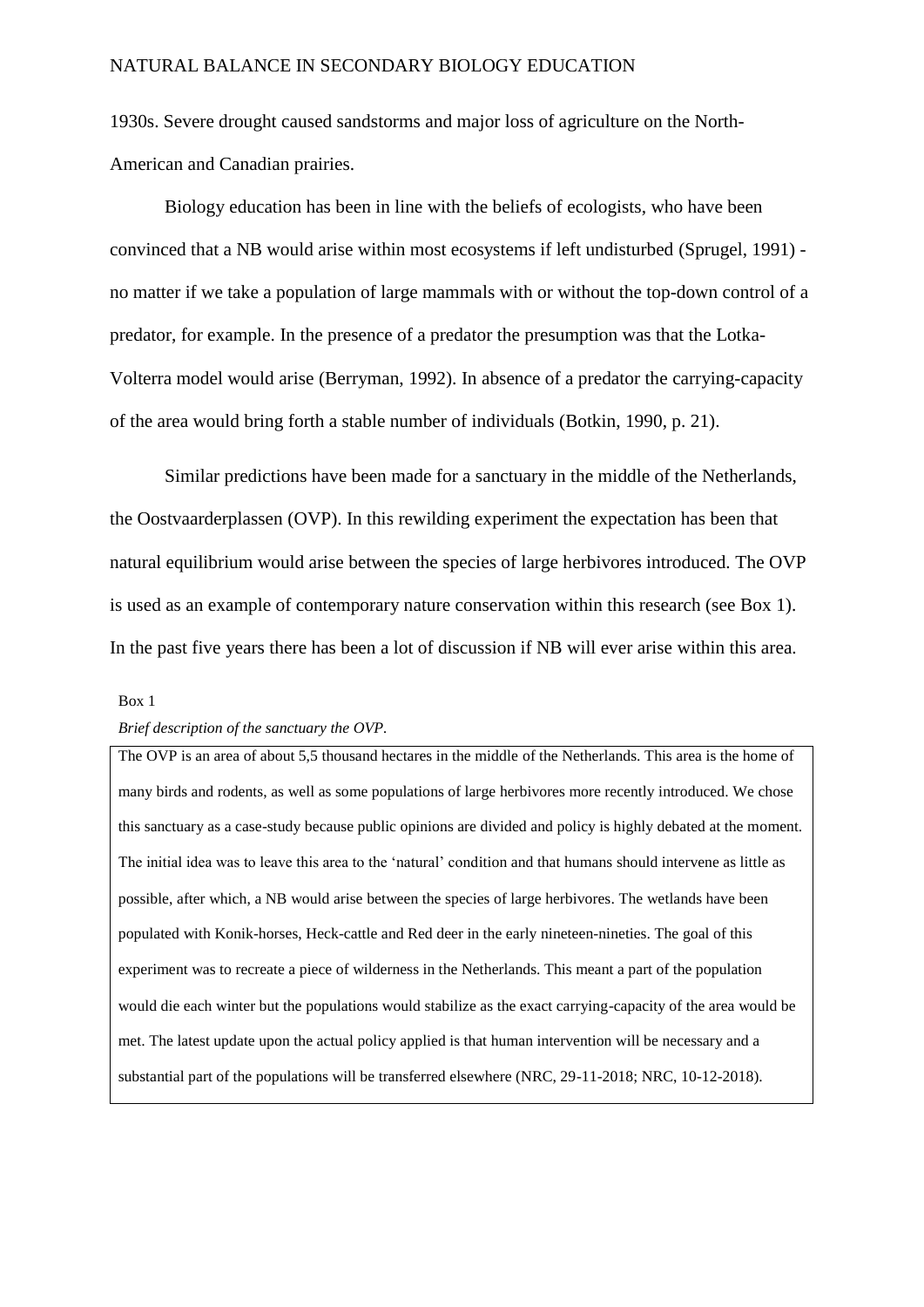1930s. Severe drought caused sandstorms and major loss of agriculture on the North-American and Canadian prairies.

Biology education has been in line with the beliefs of ecologists, who have been convinced that a NB would arise within most ecosystems if left undisturbed (Sprugel, 1991) - no matter if we take a population of large mammals with or without the top-down control of a predator, for example. In the presence of a predator the presumption was that the Lotka-Volterra model would arise (Berryman, 1992). In absence of a predator the carrying-capacity of the area would bring forth a stable number of individuals (Botkin, 1990, p. 21).

Similar predictions have been made for a sanctuary in the middle of the Netherlands, the Oostvaarderplassen (OVP). In this rewilding experiment the expectation has been that natural equilibrium would arise between the species of large herbivores introduced. The OVP is used as an example of contemporary nature conservation within this research (see Box 1). In the past five years there has been a lot of discussion if NB will ever arise within this area.

Box 1

*Brief description of the sanctuary the OVP.*

> The OVP is an area of about 5,5 thousand hectares in the middle of the Netherlands. This area is the home of many birds and rodents, as well as some populations of large herbivores more recently introduced. We chose this sanctuary as a case-study because public opinions are divided and policy is highly debated at the moment. The initial idea was to leave this area to the 'natural' condition and that humans should intervene as little as possible, after which, a NB would arise between the species of large herbivores. The wetlands have been populated with Konik-horses, Heck-cattle and Red deer in the early nineteen-nineties. The goal of this experiment was to recreate a piece of wilderness in the Netherlands. This meant a part of the population would die each winter but the populations would stabilize as the exact carrying-capacity of the area would be met. The latest update upon the actual policy applied is that human intervention will be necessary and a substantial part of the populations will be transferred elsewhere (NRC, 29-11-2018; NRC, 10-12-2018).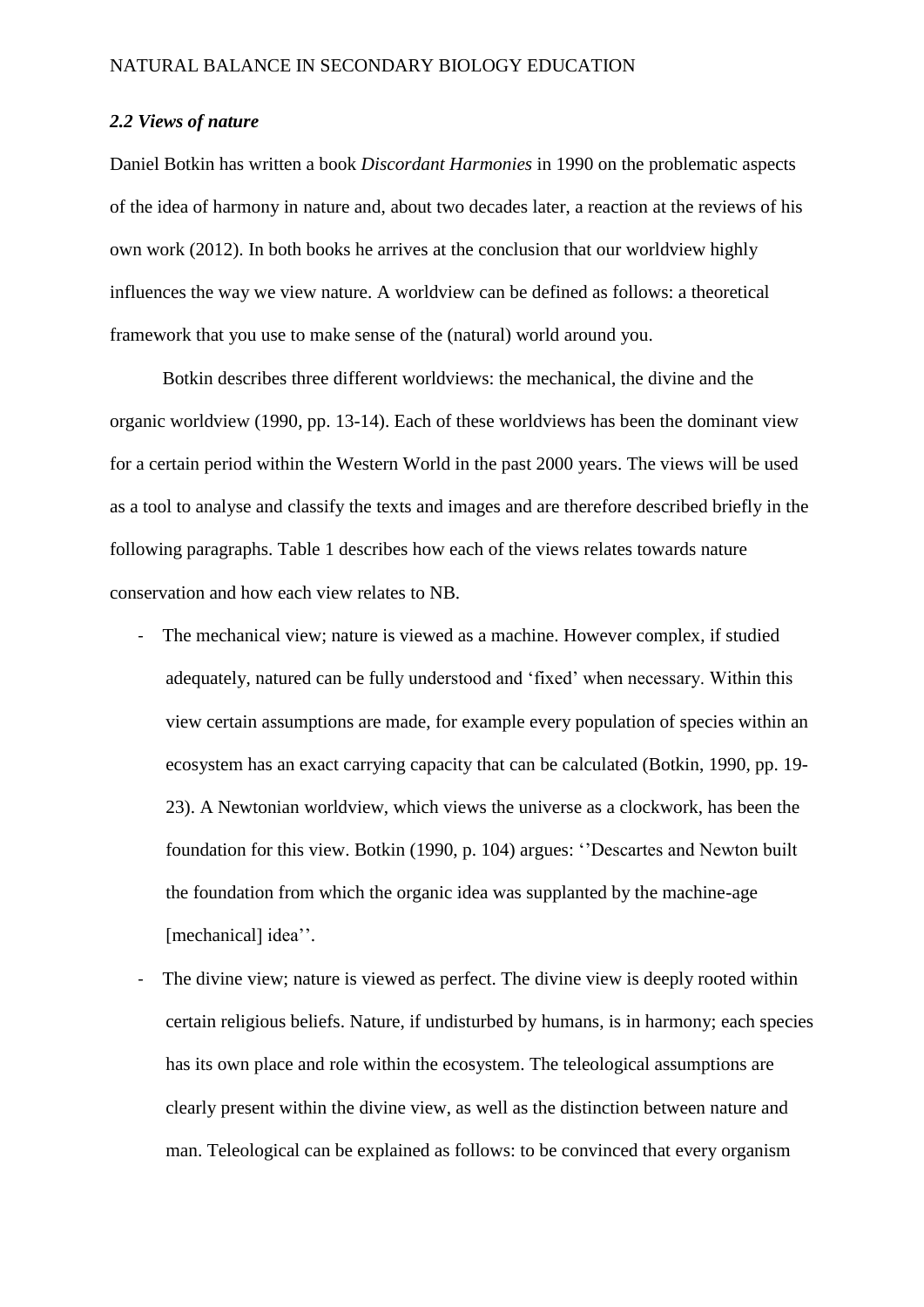### *2.2 Views of nature*

Daniel Botkin has written a book *Discordant Harmonies* in 1990 on the problematic aspects of the idea of harmony in nature and, about two decades later, a reaction at the reviews of his own work (2012). In both books he arrives at the conclusion that our worldview highly influences the way we view nature. A worldview can be defined as follows: a theoretical framework that you use to make sense of the (natural) world around you.

Botkin describes three different worldviews: the mechanical, the divine and the organic worldview (1990, pp. 13-14). Each of these worldviews has been the dominant view for a certain period within the Western World in the past 2000 years. The views will be used as a tool to analyse and classify the texts and images and are therefore described briefly in the following paragraphs. Table 1 describes how each of the views relates towards nature conservation and how each view relates to NB.

- The mechanical view; nature is viewed as a machine. However complex, if studied adequately, natured can be fully understood and ‘fixed’ when necessary. Within this view certain assumptions are made, for example every population of species within an ecosystem has an exact carrying capacity that can be calculated (Botkin, 1990, pp. 19-23). A Newtonian worldview, which views the universe as a clockwork, has been the foundation for this view. Botkin (1990, p. 104) argues: ‘’Descartes and Newton built the foundation from which the organic idea was supplanted by the machine-age [mechanical] idea’’.
- The divine view; nature is viewed as perfect. The divine view is deeply rooted within certain religious beliefs. Nature, if undisturbed by humans, is in harmony; each species has its own place and role within the ecosystem. The teleological assumptions are clearly present within the divine view, as well as the distinction between nature and man. Teleological can be explained as follows: to be convinced that every organism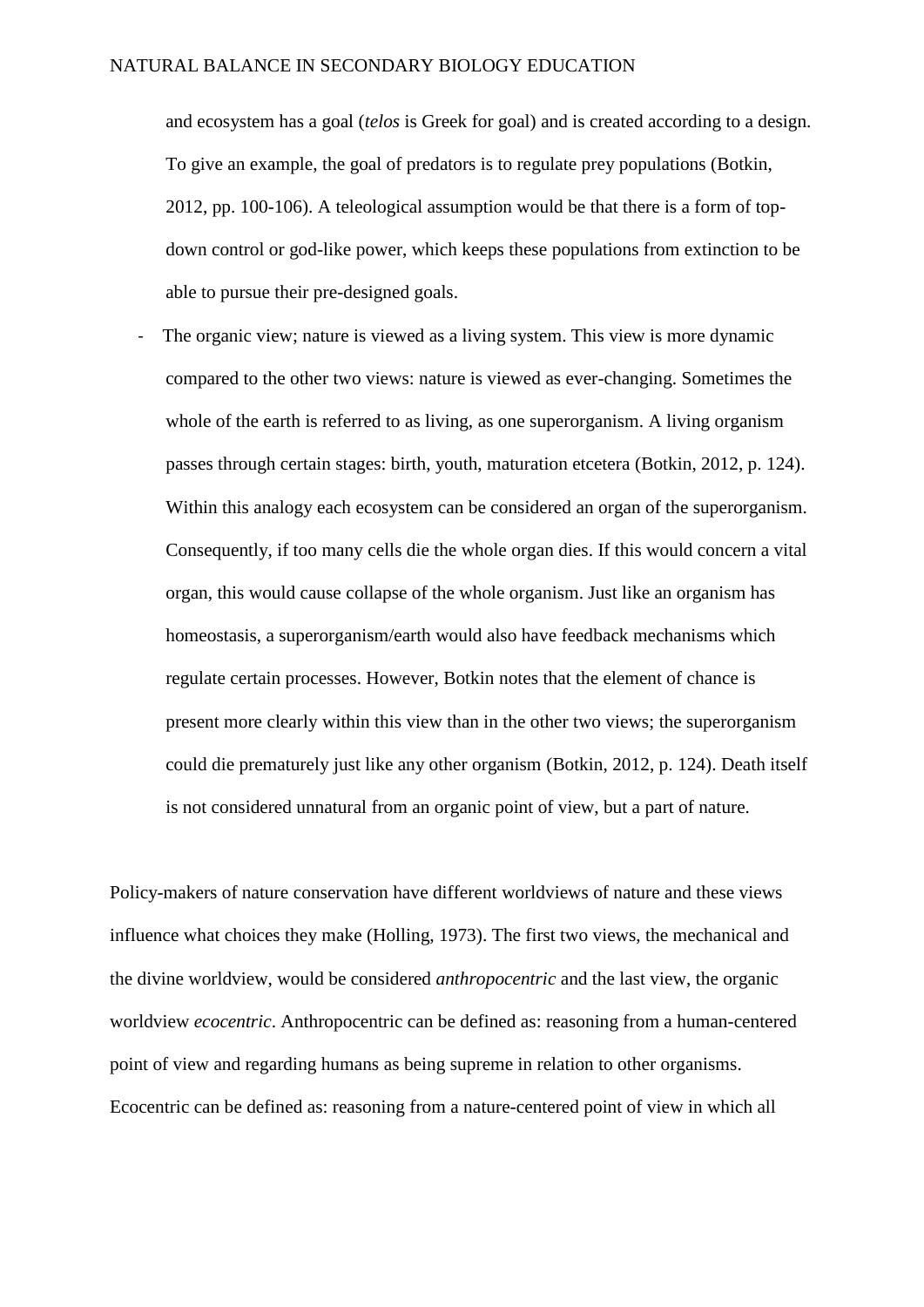and ecosystem has a goal (*telos* is Greek for goal) and is created according to a design. To give an example, the goal of predators is to regulate prey populations (Botkin, 2012, pp. 100-106). A teleological assumption would be that there is a form of top-down control or god-like power, which keeps these populations from extinction to be able to pursue their pre-designed goals.

- The organic view; nature is viewed as a living system. This view is more dynamic compared to the other two views: nature is viewed as ever-changing. Sometimes the whole of the earth is referred to as living, as one superorganism. A living organism passes through certain stages: birth, youth, maturation etcetera (Botkin, 2012, p. 124). Within this analogy each ecosystem can be considered an organ of the superorganism. Consequently, if too many cells die the whole organ dies. If this would concern a vital organ, this would cause collapse of the whole organism. Just like an organism has homeostasis, a superorganism/earth would also have feedback mechanisms which regulate certain processes. However, Botkin notes that the element of chance is present more clearly within this view than in the other two views; the superorganism could die prematurely just like any other organism (Botkin, 2012, p. 124). Death itself is not considered unnatural from an organic point of view, but a part of nature.

Policy-makers of nature conservation have different worldviews of nature and these views influence what choices they make (Holling, 1973). The first two views, the mechanical and the divine worldview, would be considered *anthropocentric* and the last view, the organic worldview *ecocentric*. Anthropocentric can be defined as: reasoning from a human-centered point of view and regarding humans as being supreme in relation to other organisms. Ecocentric can be defined as: reasoning from a nature-centered point of view in which all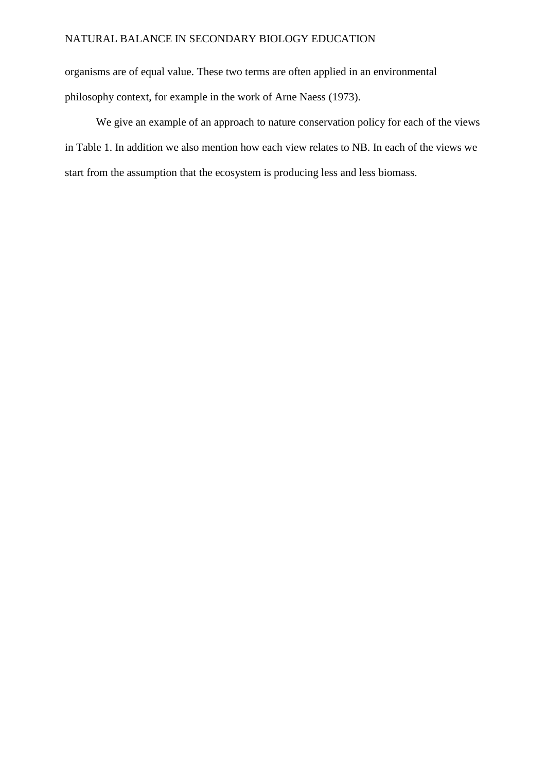organisms are of equal value. These two terms are often applied in an environmental philosophy context, for example in the work of Arne Naess (1973).

We give an example of an approach to nature conservation policy for each of the views in Table 1. In addition we also mention how each view relates to NB. In each of the views we start from the assumption that the ecosystem is producing less and less biomass.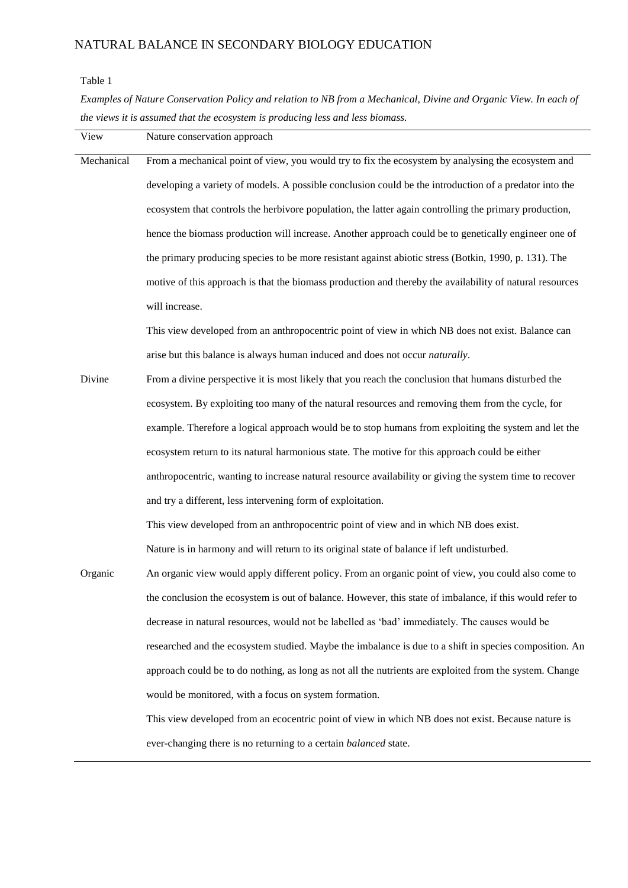Table 1

*Examples of Nature Conservation Policy and relation to NB from a Mechanical, Divine and Organic View. In each of the views it is assumed that the ecosystem is producing less and less biomass.*

| View | Nature conservation approach |
| --- | --- |
| Mechanical | From a mechanical point of view, you would try to fix the ecosystem by analysing the ecosystem and developing a variety of models. A possible conclusion could be the introduction of a predator into the ecosystem that controls the herbivore population, the latter again controlling the primary production, hence the biomass production will increase. Another approach could be to genetically engineer one of the primary producing species to be more resistant against abiotic stress (Botkin, 1990, p. 131). The motive of this approach is that the biomass production and thereby the availability of natural resources will increase.<br>This view developed from an anthropocentric point of view in which NB does not exist. Balance can arise but this balance is always human induced and does not occur *naturally*. |
| Divine | From a divine perspective it is most likely that you reach the conclusion that humans disturbed the ecosystem. By exploiting too many of the natural resources and removing them from the cycle, for example. Therefore a logical approach would be to stop humans from exploiting the system and let the ecosystem return to its natural harmonious state. The motive for this approach could be either anthropocentric, wanting to increase natural resource availability or giving the system time to recover and try a different, less intervening form of exploitation.<br>This view developed from an anthropocentric point of view and in which NB does exist.<br>Nature is in harmony and will return to its original state of balance if left undisturbed. |
| Organic | An organic view would apply different policy. From an organic point of view, you could also come to the conclusion the ecosystem is out of balance. However, this state of imbalance, if this would refer to decrease in natural resources, would not be labelled as 'bad' immediately. The causes would be researched and the ecosystem studied. Maybe the imbalance is due to a shift in species composition. An approach could be to do nothing, as long as not all the nutrients are exploited from the system. Change would be monitored, with a focus on system formation.<br>This view developed from an ecocentric point of view in which NB does not exist. Because nature is ever-changing there is no returning to a certain *balanced* state. |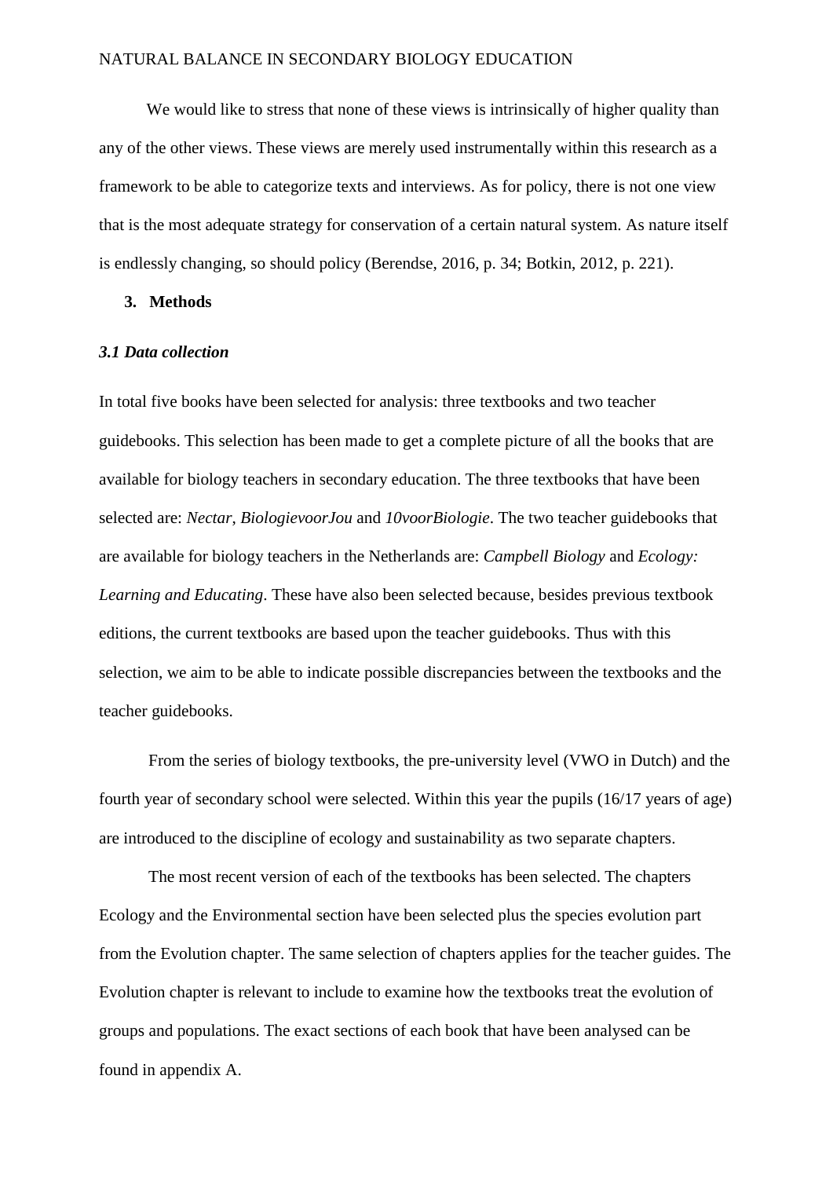We would like to stress that none of these views is intrinsically of higher quality than any of the other views. These views are merely used instrumentally within this research as a framework to be able to categorize texts and interviews. As for policy, there is not one view that is the most adequate strategy for conservation of a certain natural system. As nature itself is endlessly changing, so should policy (Berendse, 2016, p. 34; Botkin, 2012, p. 221).

## 3. Methods

### *3.1 Data collection*

In total five books have been selected for analysis: three textbooks and two teacher guidebooks. This selection has been made to get a complete picture of all the books that are available for biology teachers in secondary education. The three textbooks that have been selected are: *Nectar*, *BiologievoorJou* and *10voorBiologie*. The two teacher guidebooks that are available for biology teachers in the Netherlands are: *Campbell Biology* and *Ecology: Learning and Educating*. These have also been selected because, besides previous textbook editions, the current textbooks are based upon the teacher guidebooks. Thus with this selection, we aim to be able to indicate possible discrepancies between the textbooks and the teacher guidebooks.

From the series of biology textbooks, the pre-university level (VWO in Dutch) and the fourth year of secondary school were selected. Within this year the pupils (16/17 years of age) are introduced to the discipline of ecology and sustainability as two separate chapters.

The most recent version of each of the textbooks has been selected. The chapters Ecology and the Environmental section have been selected plus the species evolution part from the Evolution chapter. The same selection of chapters applies for the teacher guides. The Evolution chapter is relevant to include to examine how the textbooks treat the evolution of groups and populations. The exact sections of each book that have been analysed can be found in appendix A.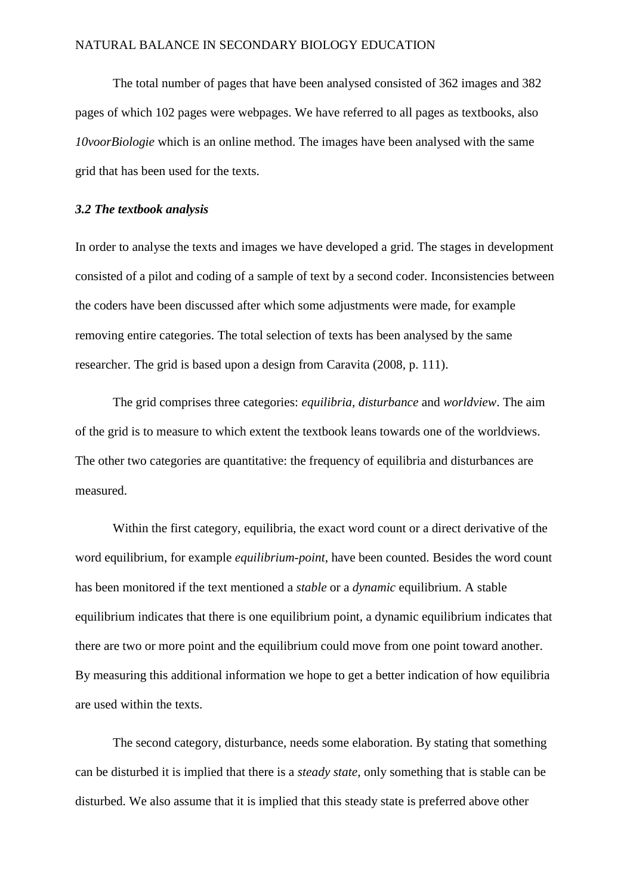The total number of pages that have been analysed consisted of 362 images and 382 pages of which 102 pages were webpages. We have referred to all pages as textbooks, also *10voorBiologie* which is an online method. The images have been analysed with the same grid that has been used for the texts.

### *3.2 The textbook analysis*

In order to analyse the texts and images we have developed a grid. The stages in development consisted of a pilot and coding of a sample of text by a second coder. Inconsistencies between the coders have been discussed after which some adjustments were made, for example removing entire categories. The total selection of texts has been analysed by the same researcher. The grid is based upon a design from Caravita (2008, p. 111).

The grid comprises three categories: *equilibria, disturbance* and *worldview*. The aim of the grid is to measure to which extent the textbook leans towards one of the worldviews. The other two categories are quantitative: the frequency of equilibria and disturbances are measured.

Within the first category, equilibria, the exact word count or a direct derivative of the word equilibrium, for example *equilibrium-point*, have been counted. Besides the word count has been monitored if the text mentioned a *stable* or a *dynamic* equilibrium. A stable equilibrium indicates that there is one equilibrium point, a dynamic equilibrium indicates that there are two or more point and the equilibrium could move from one point toward another. By measuring this additional information we hope to get a better indication of how equilibria are used within the texts.

The second category, disturbance, needs some elaboration. By stating that something can be disturbed it is implied that there is a *steady state*, only something that is stable can be disturbed. We also assume that it is implied that this steady state is preferred above other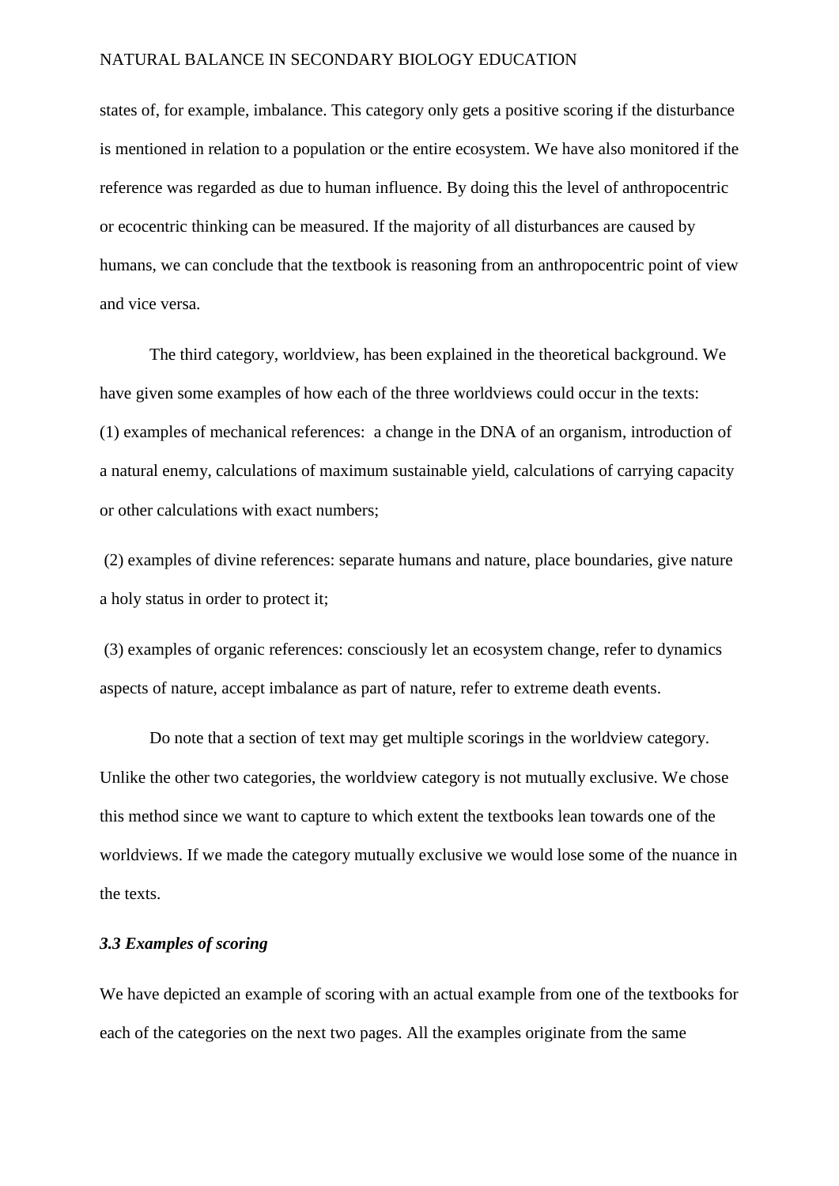states of, for example, imbalance. This category only gets a positive scoring if the disturbance is mentioned in relation to a population or the entire ecosystem. We have also monitored if the reference was regarded as due to human influence. By doing this the level of anthropocentric or ecocentric thinking can be measured. If the majority of all disturbances are caused by humans, we can conclude that the textbook is reasoning from an anthropocentric point of view and vice versa.

The third category, worldview, has been explained in the theoretical background. We have given some examples of how each of the three worldviews could occur in the texts:

(1) examples of mechanical references: a change in the DNA of an organism, introduction of a natural enemy, calculations of maximum sustainable yield, calculations of carrying capacity or other calculations with exact numbers;

(2) examples of divine references: separate humans and nature, place boundaries, give nature a holy status in order to protect it;

(3) examples of organic references: consciously let an ecosystem change, refer to dynamics aspects of nature, accept imbalance as part of nature, refer to extreme death events.

Do note that a section of text may get multiple scorings in the worldview category. Unlike the other two categories, the worldview category is not mutually exclusive. We chose this method since we want to capture to which extent the textbooks lean towards one of the worldviews. If we made the category mutually exclusive we would lose some of the nuance in the texts.

### *3.3 Examples of scoring*

We have depicted an example of scoring with an actual example from one of the textbooks for each of the categories on the next two pages. All the examples originate from the same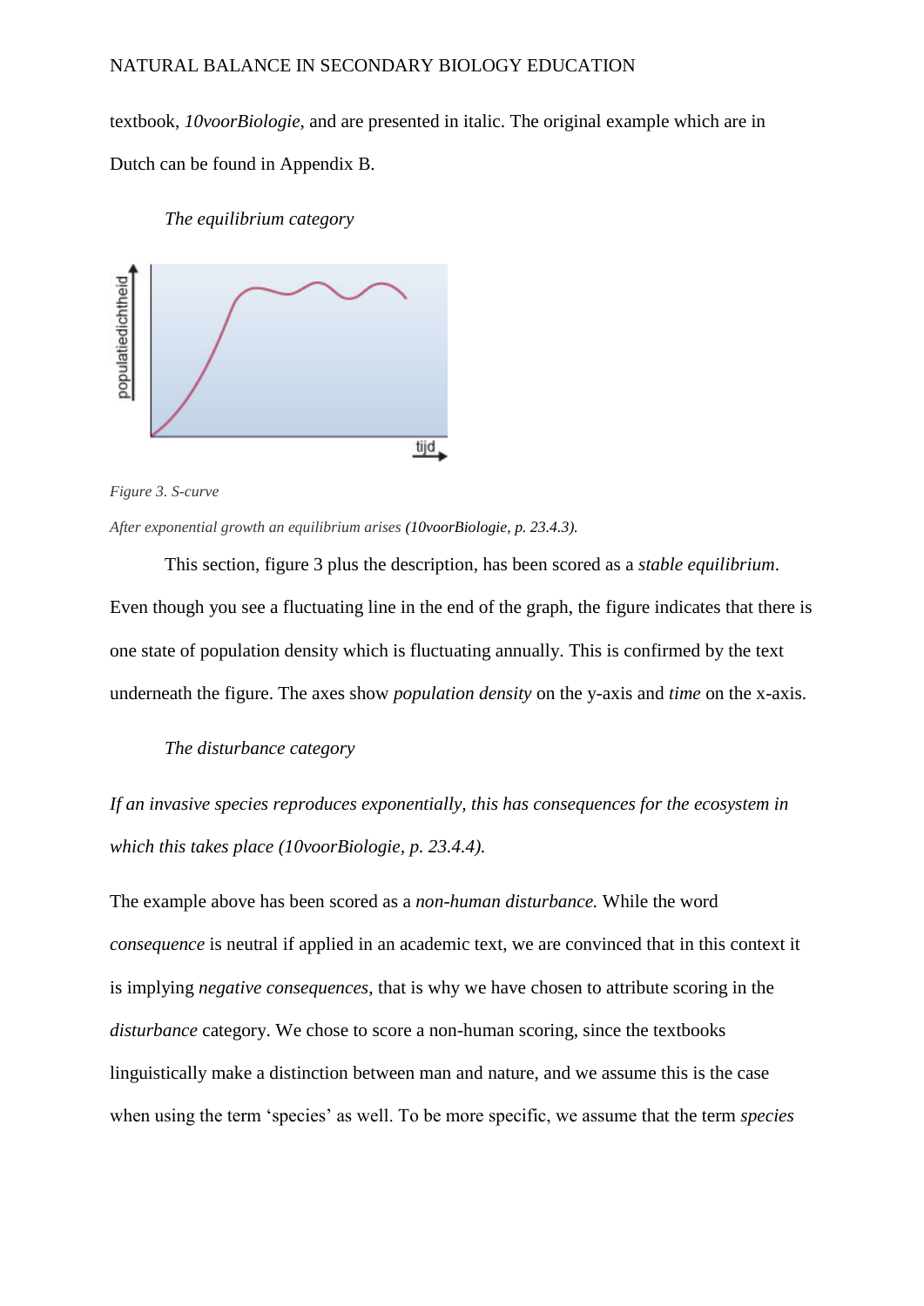textbook, *10voorBiologie,* and are presented in italic. The original example which are in Dutch can be found in Appendix B.

*The equilibrium category*

*Figure 3. S-curve*

*After exponential growth an equilibrium arises (10voorBiologie, p. 23.4.3).*

This section, figure 3 plus the description, has been scored as a *stable equilibrium*. Even though you see a fluctuating line in the end of the graph, the figure indicates that there is one state of population density which is fluctuating annually. This is confirmed by the text underneath the figure. The axes show *population density* on the y-axis and *time* on the x-axis.

*The disturbance category*

*If an invasive species reproduces exponentially, this has consequences for the ecosystem in which this takes place (10voorBiologie, p. 23.4.4).*

The example above has been scored as a *non-human disturbance.* While the word *consequence* is neutral if applied in an academic text, we are convinced that in this context it is implying *negative consequences*, that is why we have chosen to attribute scoring in the *disturbance* category. We chose to score a non-human scoring, since the textbooks linguistically make a distinction between man and nature, and we assume this is the case when using the term 'species' as well. To be more specific, we assume that the term *species*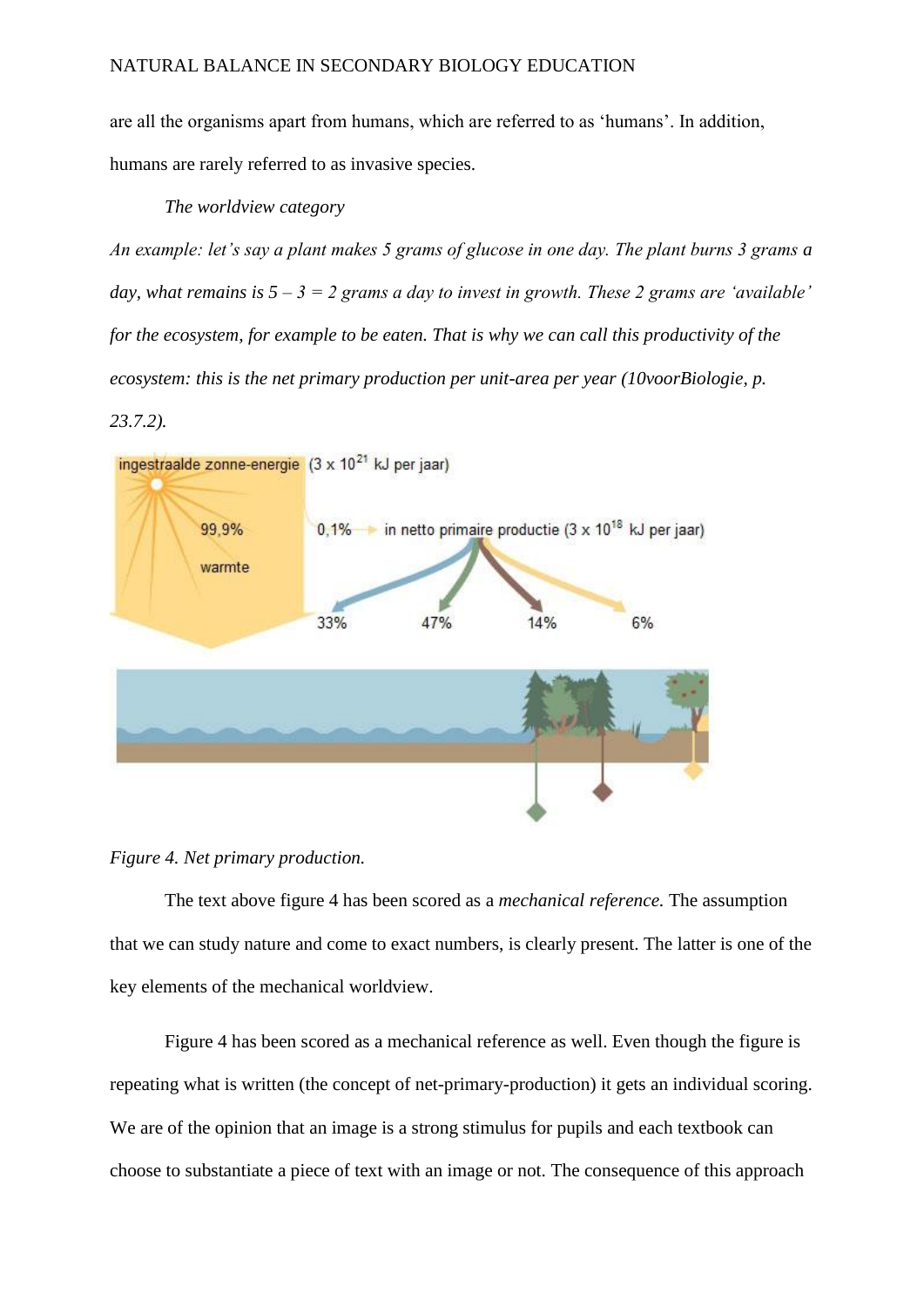are all the organisms apart from humans, which are referred to as 'humans'. In addition, humans are rarely referred to as invasive species.

*The worldview category*

*An example: let's say a plant makes 5 grams of glucose in one day. The plant burns 3 grams a day, what remains is 5 – 3 = 2 grams a day to invest in growth. These 2 grams are 'available' for the ecosystem, for example to be eaten. That is why we can call this productivity of the ecosystem: this is the net primary production per unit-area per year (10voorBiologie, p. 23.7.2).*

*Figure 4. Net primary production.*

The text above figure 4 has been scored as a *mechanical reference.* The assumption that we can study nature and come to exact numbers, is clearly present. The latter is one of the key elements of the mechanical worldview.

Figure 4 has been scored as a mechanical reference as well. Even though the figure is repeating what is written (the concept of net-primary-production) it gets an individual scoring. We are of the opinion that an image is a strong stimulus for pupils and each textbook can choose to substantiate a piece of text with an image or not. The consequence of this approach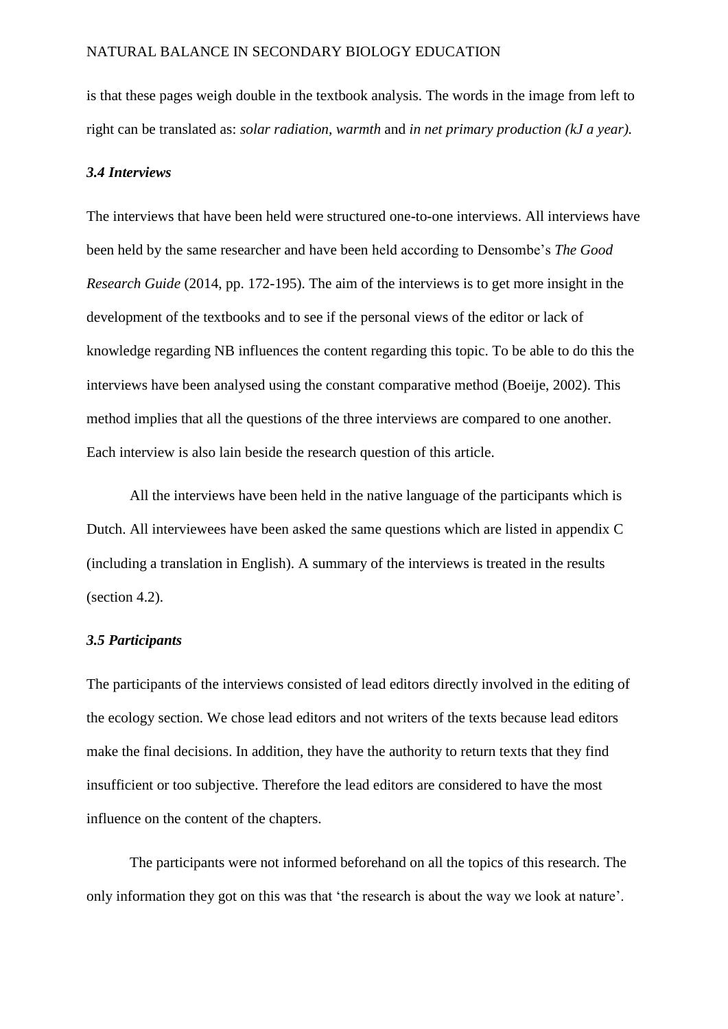is that these pages weigh double in the textbook analysis. The words in the image from left to right can be translated as: *solar radiation, warmth* and *in net primary production (kJ a year).*

### ***3.4 Interviews***

The interviews that have been held were structured one-to-one interviews. All interviews have been held by the same researcher and have been held according to Densombe's *The Good Research Guide* (2014, pp. 172-195). The aim of the interviews is to get more insight in the development of the textbooks and to see if the personal views of the editor or lack of knowledge regarding NB influences the content regarding this topic. To be able to do this the interviews have been analysed using the constant comparative method (Boeije, 2002). This method implies that all the questions of the three interviews are compared to one another. Each interview is also lain beside the research question of this article.

All the interviews have been held in the native language of the participants which is Dutch. All interviewees have been asked the same questions which are listed in appendix C (including a translation in English). A summary of the interviews is treated in the results (section 4.2).

### ***3.5 Participants***

The participants of the interviews consisted of lead editors directly involved in the editing of the ecology section. We chose lead editors and not writers of the texts because lead editors make the final decisions. In addition, they have the authority to return texts that they find insufficient or too subjective. Therefore the lead editors are considered to have the most influence on the content of the chapters.

The participants were not informed beforehand on all the topics of this research. The only information they got on this was that 'the research is about the way we look at nature'.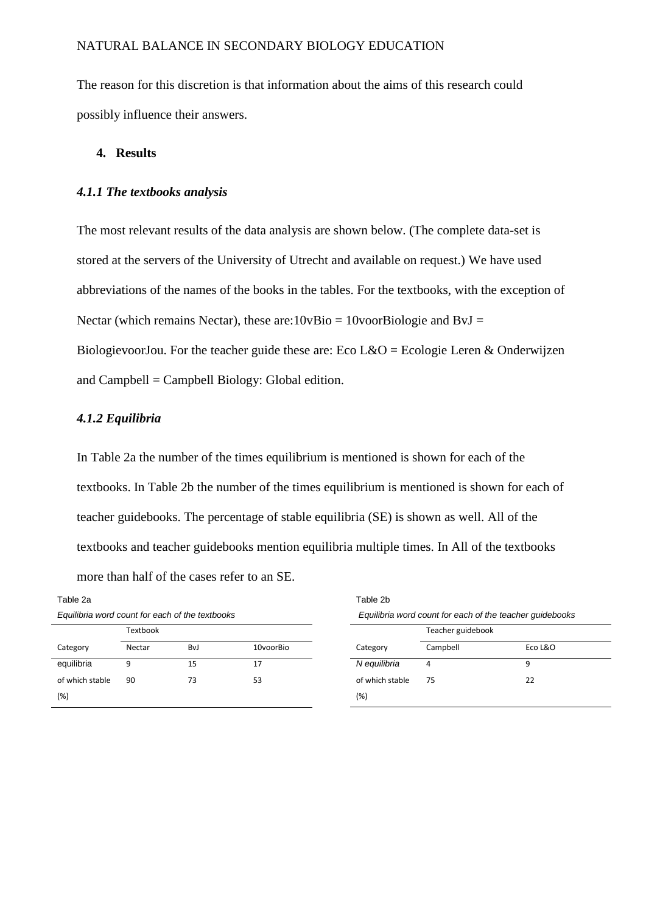The reason for this discretion is that information about the aims of this research could possibly influence their answers.

## 4. Results

### *4.1.1 The textbooks analysis*

The most relevant results of the data analysis are shown below. (The complete data-set is stored at the servers of the University of Utrecht and available on request.) We have used abbreviations of the names of the books in the tables. For the textbooks, with the exception of Nectar (which remains Nectar), these are:10vBio = 10voorBiologie and BvJ = BiologievoorJou. For the teacher guide these are: Eco L&O = Ecologie Leren & Onderwijzen and Campbell = Campbell Biology: Global edition.

### *4.1.2 Equilibria*

In Table 2a the number of the times equilibrium is mentioned is shown for each of the textbooks. In Table 2b the number of the times equilibrium is mentioned is shown for each of teacher guidebooks. The percentage of stable equilibria (SE) is shown as well. All of the textbooks and teacher guidebooks mention equilibria multiple times. In All of the textbooks more than half of the cases refer to an SE.

Table 2a

*Equilibria word count for each of the textbooks*

| | Textbook | | |
|---|---|---|---|
| Category | Nectar | BvJ | 10voorBio |
| equilibria | 9 | 15 | 17 |
| of which stable (%) | 90 | 73 | 53 |

Table 2b

*Equilibria word count for each of the teacher guidebooks*

| | Teacher guidebook | |
|---|---|---|
| Category | Campbell | Eco L&O |
| *N equilibria* | 4 | 9 |
| of which stable (%) | 75 | 22 |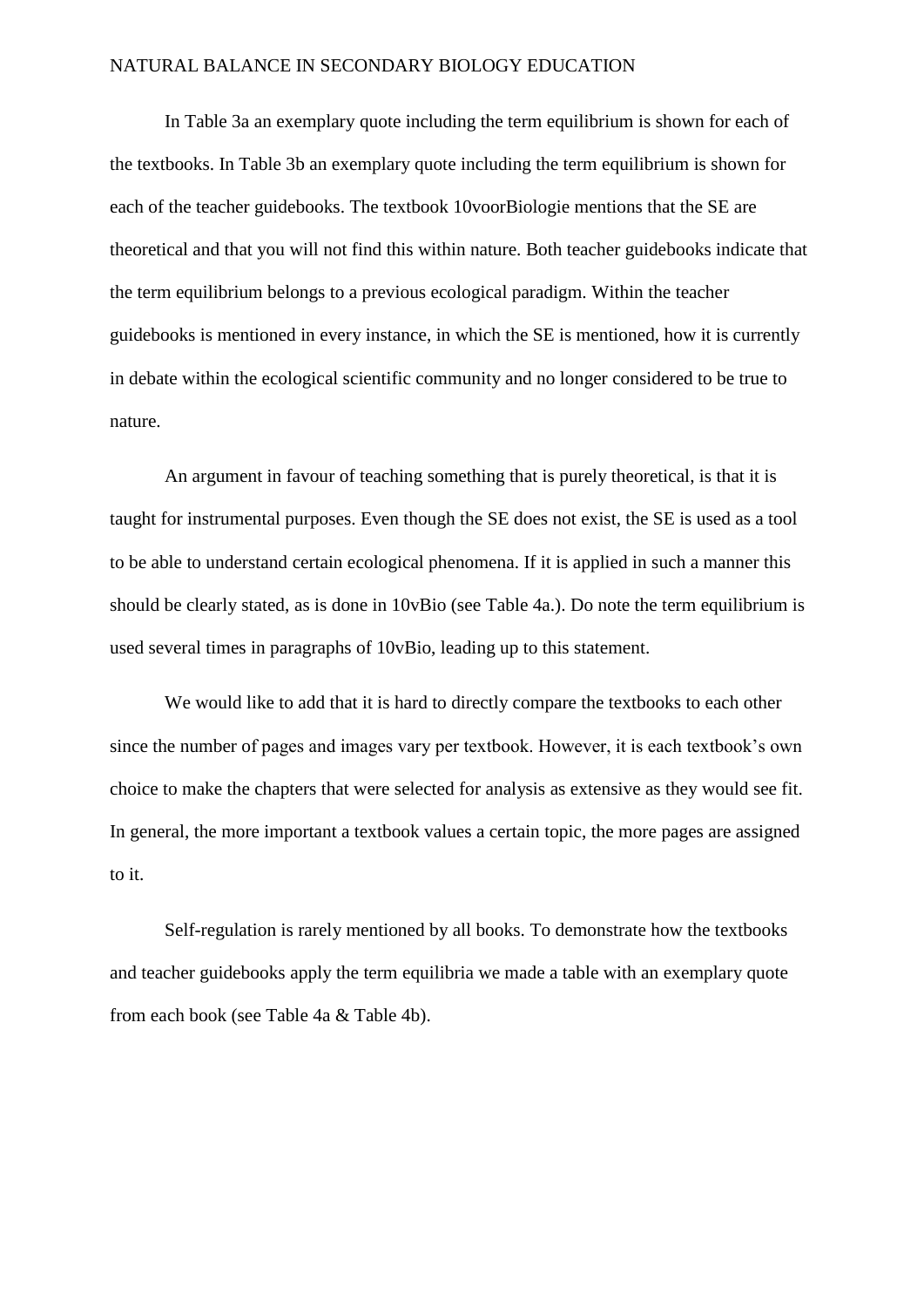In Table 3a an exemplary quote including the term equilibrium is shown for each of the textbooks. In Table 3b an exemplary quote including the term equilibrium is shown for each of the teacher guidebooks. The textbook 10voorBiologie mentions that the SE are theoretical and that you will not find this within nature. Both teacher guidebooks indicate that the term equilibrium belongs to a previous ecological paradigm. Within the teacher guidebooks is mentioned in every instance, in which the SE is mentioned, how it is currently in debate within the ecological scientific community and no longer considered to be true to nature.

An argument in favour of teaching something that is purely theoretical, is that it is taught for instrumental purposes. Even though the SE does not exist, the SE is used as a tool to be able to understand certain ecological phenomena. If it is applied in such a manner this should be clearly stated, as is done in 10vBio (see Table 4a.). Do note the term equilibrium is used several times in paragraphs of 10vBio, leading up to this statement.

We would like to add that it is hard to directly compare the textbooks to each other since the number of pages and images vary per textbook. However, it is each textbook's own choice to make the chapters that were selected for analysis as extensive as they would see fit. In general, the more important a textbook values a certain topic, the more pages are assigned to it.

Self-regulation is rarely mentioned by all books. To demonstrate how the textbooks and teacher guidebooks apply the term equilibria we made a table with an exemplary quote from each book (see Table 4a & Table 4b).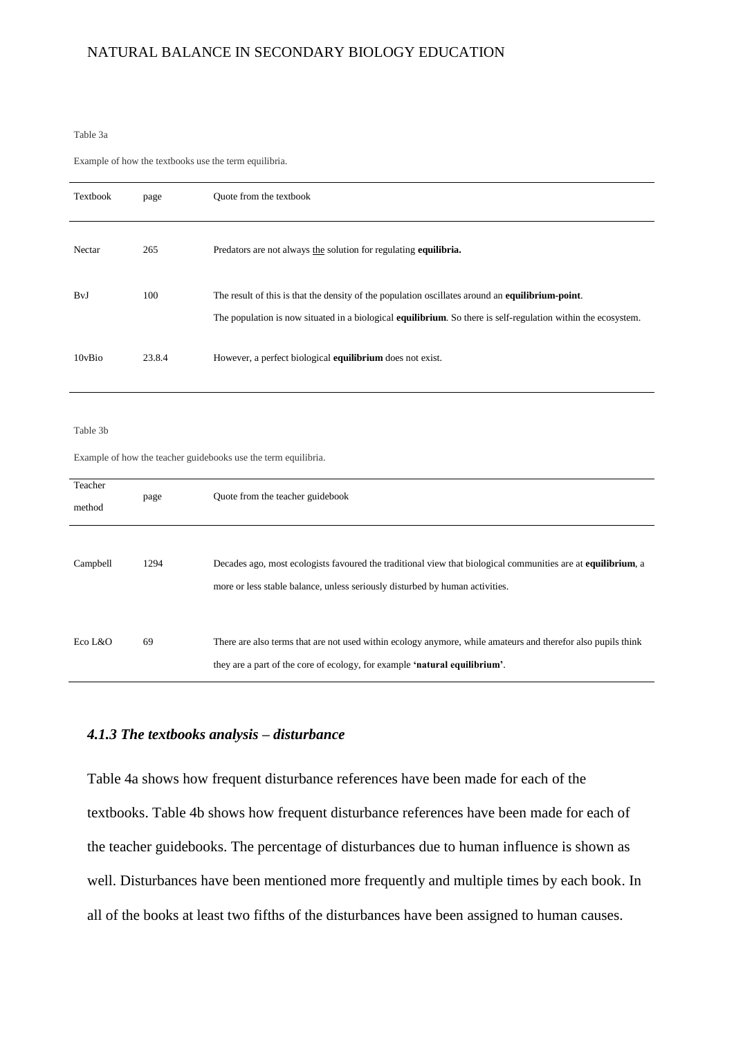Table 3a

Example of how the textbooks use the term equilibria.

| Textbook | page | Quote from the textbook |
|---|---|---|
| Nectar | 265 | Predators are not always <u>the</u> solution for regulating **equilibria.** |
| BvJ | 100 | The result of this is that the density of the population oscillates around an **equilibrium-point**. The population is now situated in a biological **equilibrium**. So there is self-regulation within the ecosystem. |
| 10vBio | 23.8.4 | However, a perfect biological **equilibrium** does not exist. |

Table 3b

Example of how the teacher guidebooks use the term equilibria.

| Teacher method | page | Quote from the teacher guidebook |
|---|---|---|
| Campbell | 1294 | Decades ago, most ecologists favoured the traditional view that biological communities are at **equilibrium**, a more or less stable balance, unless seriously disturbed by human activities. |
| Eco L&O | 69 | There are also terms that are not used within ecology anymore, while amateurs and therefor also pupils think they are a part of the core of ecology, for example **'natural equilibrium'**. |

### *4.1.3 The textbooks analysis – disturbance*

Table 4a shows how frequent disturbance references have been made for each of the textbooks. Table 4b shows how frequent disturbance references have been made for each of the teacher guidebooks. The percentage of disturbances due to human influence is shown as well. Disturbances have been mentioned more frequently and multiple times by each book. In all of the books at least two fifths of the disturbances have been assigned to human causes.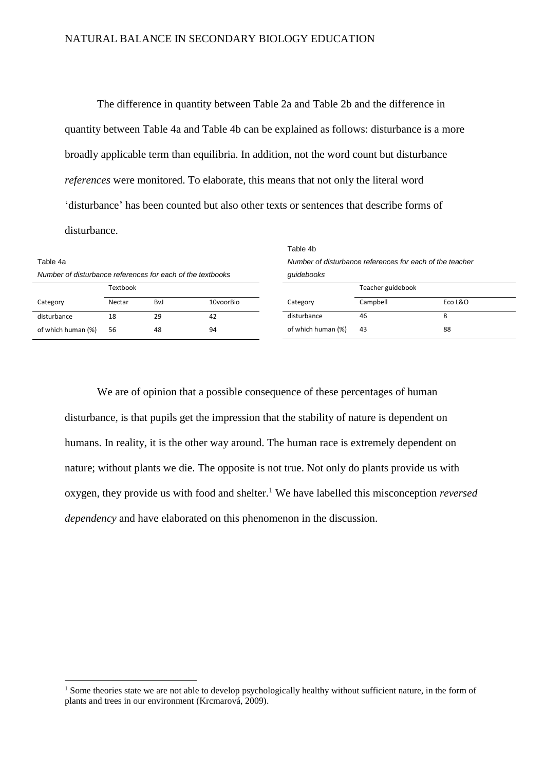The difference in quantity between Table 2a and Table 2b and the difference in quantity between Table 4a and Table 4b can be explained as follows: disturbance is a more broadly applicable term than equilibria. In addition, not the word count but disturbance *references* were monitored. To elaborate, this means that not only the literal word 'disturbance' has been counted but also other texts or sentences that describe forms of disturbance.

Table 4a

*Number of disturbance references for each of the textbooks*

| | Textbook | | |
|---|---|---|---|
| Category | Nectar | BvJ | 10voorBio |
| disturbance | 18 | 29 | 42 |
| of which human (%) | 56 | 48 | 94 |

Table 4b

*Number of disturbance references for each of the teacher guidebooks*

| | Teacher guidebook | |
|---|---|---|
| Category | Campbell | Eco L&O |
| disturbance | 46 | 8 |
| of which human (%) | 43 | 88 |

We are of opinion that a possible consequence of these percentages of human disturbance, is that pupils get the impression that the stability of nature is dependent on humans. In reality, it is the other way around. The human race is extremely dependent on nature; without plants we die. The opposite is not true. Not only do plants provide us with oxygen, they provide us with food and shelter.[1] We have labelled this misconception *reversed dependency* and have elaborated on this phenomenon in the discussion.

[1] Some theories state we are not able to develop psychologically healthy without sufficient nature, in the form of plants and trees in our environment (Krcmarová, 2009).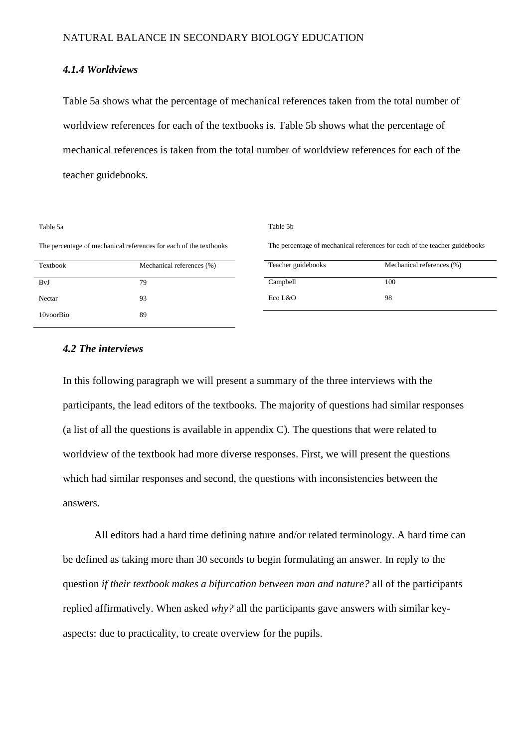### *4.1.4 Worldviews*

Table 5a shows what the percentage of mechanical references taken from the total number of worldview references for each of the textbooks is. Table 5b shows what the percentage of mechanical references is taken from the total number of worldview references for each of the teacher guidebooks.

Table 5a

The percentage of mechanical references for each of the textbooks

| Textbook | Mechanical references (%) |
|---|---|
| BvJ | 79 |
| Nectar | 93 |
| 10voorBio | 89 |

Table 5b

The percentage of mechanical references for each of the teacher guidebooks

| Teacher guidebooks | Mechanical references (%) |
|---|---|
| Campbell | 100 |
| Eco L&O | 98 |

### *4.2 The interviews*

In this following paragraph we will present a summary of the three interviews with the participants, the lead editors of the textbooks. The majority of questions had similar responses (a list of all the questions is available in appendix C). The questions that were related to worldview of the textbook had more diverse responses. First, we will present the questions which had similar responses and second, the questions with inconsistencies between the answers.

All editors had a hard time defining nature and/or related terminology. A hard time can be defined as taking more than 30 seconds to begin formulating an answer. In reply to the question *if their textbook makes a bifurcation between man and nature?* all of the participants replied affirmatively. When asked *why?* all the participants gave answers with similar key-aspects: due to practicality, to create overview for the pupils.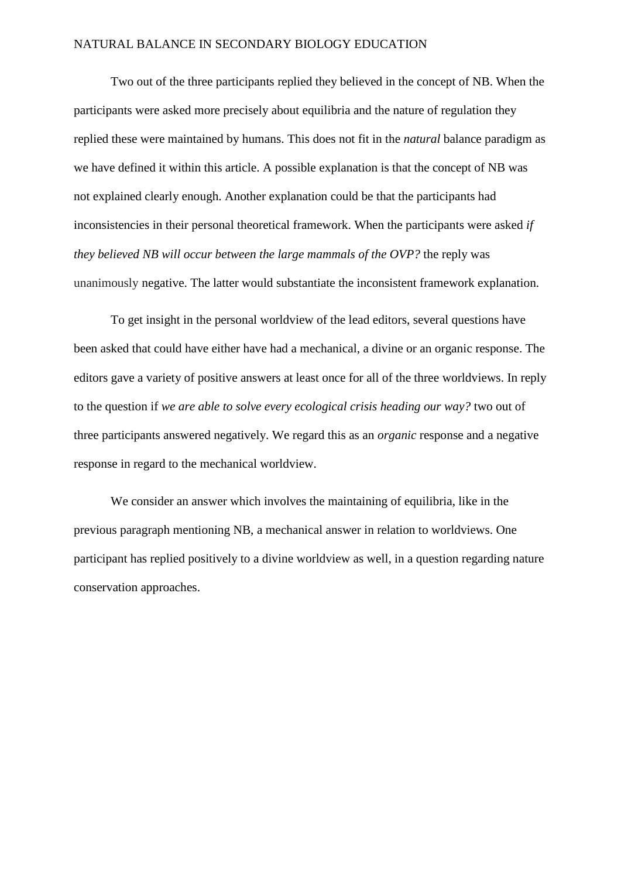Two out of the three participants replied they believed in the concept of NB. When the participants were asked more precisely about equilibria and the nature of regulation they replied these were maintained by humans. This does not fit in the *natural* balance paradigm as we have defined it within this article. A possible explanation is that the concept of NB was not explained clearly enough. Another explanation could be that the participants had inconsistencies in their personal theoretical framework. When the participants were asked *if they believed NB will occur between the large mammals of the OVP?* the reply was unanimously negative. The latter would substantiate the inconsistent framework explanation.

To get insight in the personal worldview of the lead editors, several questions have been asked that could have either have had a mechanical, a divine or an organic response. The editors gave a variety of positive answers at least once for all of the three worldviews. In reply to the question if *we are able to solve every ecological crisis heading our way?* two out of three participants answered negatively. We regard this as an *organic* response and a negative response in regard to the mechanical worldview.

We consider an answer which involves the maintaining of equilibria, like in the previous paragraph mentioning NB, a mechanical answer in relation to worldviews. One participant has replied positively to a divine worldview as well, in a question regarding nature conservation approaches.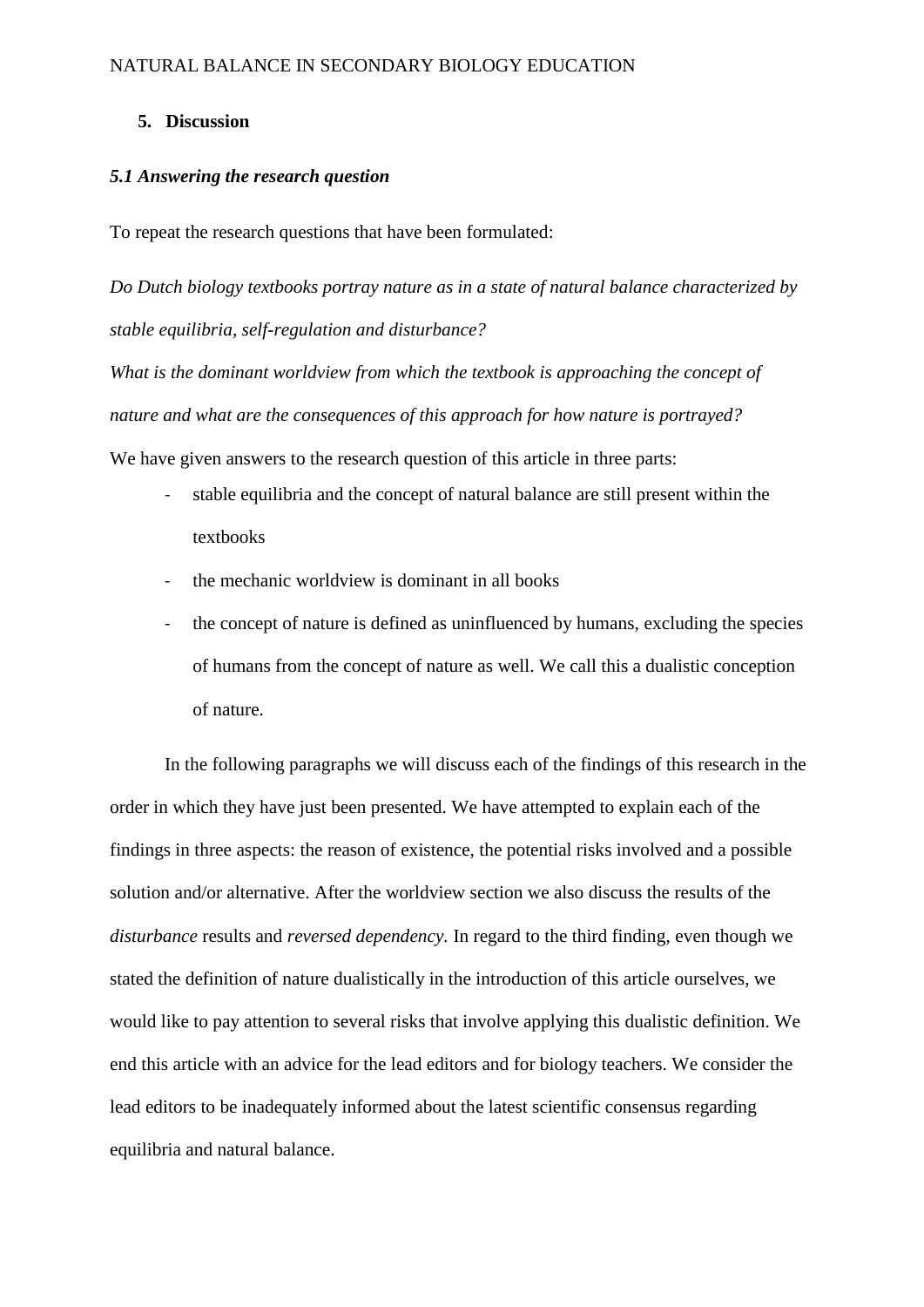## 5. Discussion

### *5.1 Answering the research question*

To repeat the research questions that have been formulated:

*Do Dutch biology textbooks portray nature as in a state of natural balance characterized by stable equilibria, self-regulation and disturbance?*
*What is the dominant worldview from which the textbook is approaching the concept of nature and what are the consequences of this approach for how nature is portrayed?*
We have given answers to the research question of this article in three parts:

- stable equilibria and the concept of natural balance are still present within the textbooks
- the mechanic worldview is dominant in all books
- the concept of nature is defined as uninfluenced by humans, excluding the species of humans from the concept of nature as well. We call this a dualistic conception of nature.

In the following paragraphs we will discuss each of the findings of this research in the order in which they have just been presented. We have attempted to explain each of the findings in three aspects: the reason of existence, the potential risks involved and a possible solution and/or alternative. After the worldview section we also discuss the results of the *disturbance* results and *reversed dependency*. In regard to the third finding, even though we stated the definition of nature dualistically in the introduction of this article ourselves, we would like to pay attention to several risks that involve applying this dualistic definition. We end this article with an advice for the lead editors and for biology teachers. We consider the lead editors to be inadequately informed about the latest scientific consensus regarding equilibria and natural balance.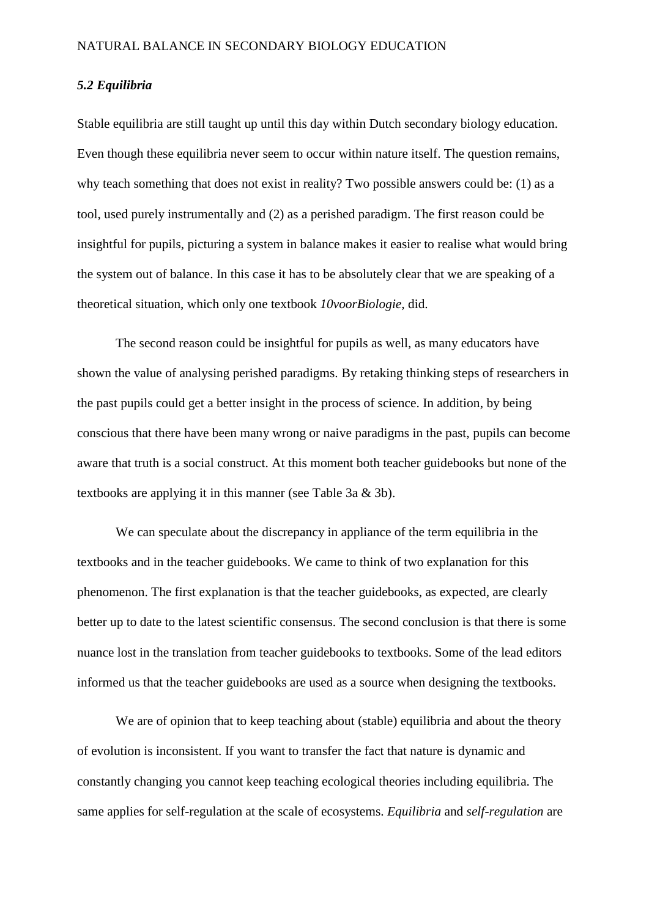### *5.2 Equilibria*

Stable equilibria are still taught up until this day within Dutch secondary biology education. Even though these equilibria never seem to occur within nature itself. The question remains, why teach something that does not exist in reality? Two possible answers could be: (1) as a tool, used purely instrumentally and (2) as a perished paradigm. The first reason could be insightful for pupils, picturing a system in balance makes it easier to realise what would bring the system out of balance. In this case it has to be absolutely clear that we are speaking of a theoretical situation, which only one textbook *10voorBiologie,* did.

The second reason could be insightful for pupils as well, as many educators have shown the value of analysing perished paradigms. By retaking thinking steps of researchers in the past pupils could get a better insight in the process of science. In addition, by being conscious that there have been many wrong or naive paradigms in the past, pupils can become aware that truth is a social construct. At this moment both teacher guidebooks but none of the textbooks are applying it in this manner (see Table 3a & 3b).

We can speculate about the discrepancy in appliance of the term equilibria in the textbooks and in the teacher guidebooks. We came to think of two explanation for this phenomenon. The first explanation is that the teacher guidebooks, as expected, are clearly better up to date to the latest scientific consensus. The second conclusion is that there is some nuance lost in the translation from teacher guidebooks to textbooks. Some of the lead editors informed us that the teacher guidebooks are used as a source when designing the textbooks.

We are of opinion that to keep teaching about (stable) equilibria and about the theory of evolution is inconsistent. If you want to transfer the fact that nature is dynamic and constantly changing you cannot keep teaching ecological theories including equilibria. The same applies for self-regulation at the scale of ecosystems. *Equilibria* and *self-regulation* are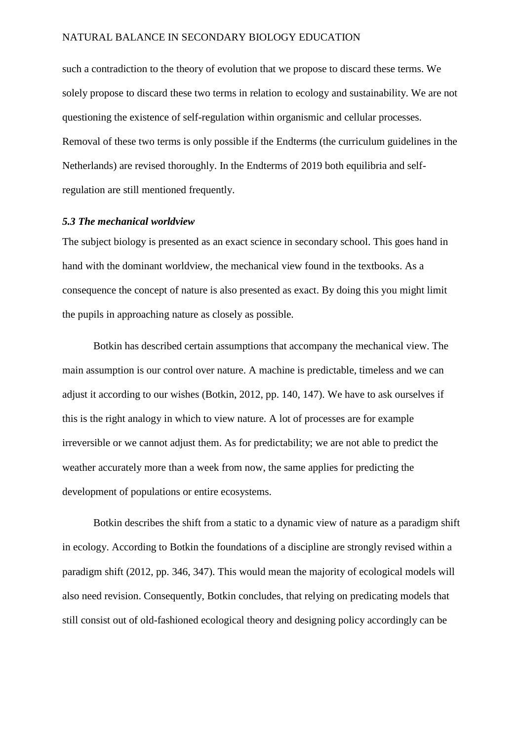such a contradiction to the theory of evolution that we propose to discard these terms. We solely propose to discard these two terms in relation to ecology and sustainability. We are not questioning the existence of self-regulation within organismic and cellular processes. Removal of these two terms is only possible if the Endterms (the curriculum guidelines in the Netherlands) are revised thoroughly. In the Endterms of 2019 both equilibria and self-regulation are still mentioned frequently.

### *5.3 The mechanical worldview*

The subject biology is presented as an exact science in secondary school. This goes hand in hand with the dominant worldview, the mechanical view found in the textbooks. As a consequence the concept of nature is also presented as exact. By doing this you might limit the pupils in approaching nature as closely as possible.

Botkin has described certain assumptions that accompany the mechanical view. The main assumption is our control over nature. A machine is predictable, timeless and we can adjust it according to our wishes (Botkin, 2012, pp. 140, 147). We have to ask ourselves if this is the right analogy in which to view nature. A lot of processes are for example irreversible or we cannot adjust them. As for predictability; we are not able to predict the weather accurately more than a week from now, the same applies for predicting the development of populations or entire ecosystems.

Botkin describes the shift from a static to a dynamic view of nature as a paradigm shift in ecology. According to Botkin the foundations of a discipline are strongly revised within a paradigm shift (2012, pp. 346, 347). This would mean the majority of ecological models will also need revision. Consequently, Botkin concludes, that relying on predicating models that still consist out of old-fashioned ecological theory and designing policy accordingly can be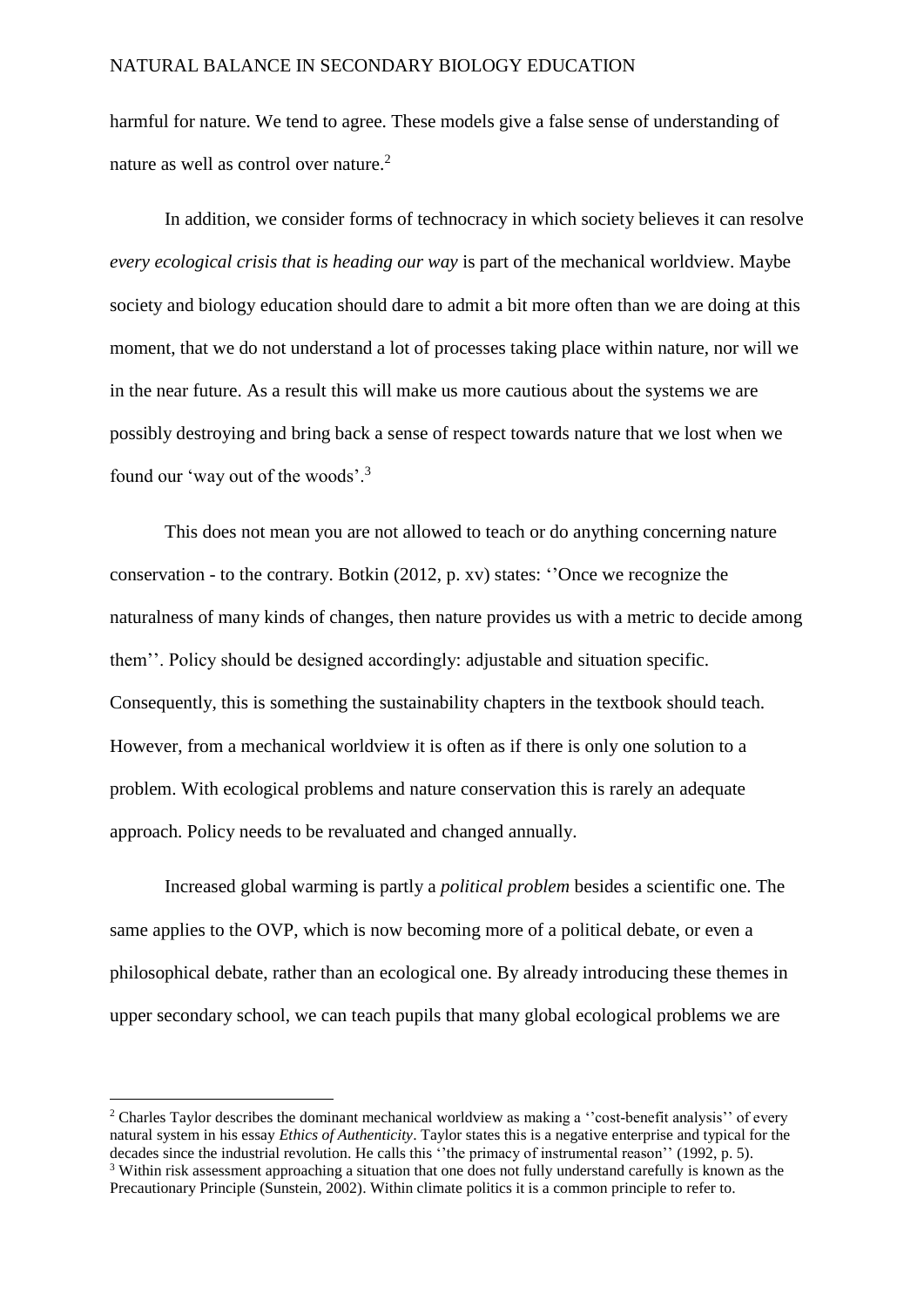harmful for nature. We tend to agree. These models give a false sense of understanding of nature as well as control over nature.[2]

In addition, we consider forms of technocracy in which society believes it can resolve *every ecological crisis that is heading our way* is part of the mechanical worldview. Maybe society and biology education should dare to admit a bit more often than we are doing at this moment, that we do not understand a lot of processes taking place within nature, nor will we in the near future. As a result this will make us more cautious about the systems we are possibly destroying and bring back a sense of respect towards nature that we lost when we found our 'way out of the woods'.[3]

This does not mean you are not allowed to teach or do anything concerning nature conservation - to the contrary. Botkin (2012, p. xv) states: ''Once we recognize the naturalness of many kinds of changes, then nature provides us with a metric to decide among them''. Policy should be designed accordingly: adjustable and situation specific. Consequently, this is something the sustainability chapters in the textbook should teach. However, from a mechanical worldview it is often as if there is only one solution to a problem. With ecological problems and nature conservation this is rarely an adequate approach. Policy needs to be revaluated and changed annually.

Increased global warming is partly a *political problem* besides a scientific one. The same applies to the OVP, which is now becoming more of a political debate, or even a philosophical debate, rather than an ecological one. By already introducing these themes in upper secondary school, we can teach pupils that many global ecological problems we are

---

[2] Charles Taylor describes the dominant mechanical worldview as making a ''cost-benefit analysis'' of every natural system in his essay *Ethics of Authenticity*. Taylor states this is a negative enterprise and typical for the decades since the industrial revolution. He calls this ''the primacy of instrumental reason'' (1992, p. 5).

[3] Within risk assessment approaching a situation that one does not fully understand carefully is known as the Precautionary Principle (Sunstein, 2002). Within climate politics it is a common principle to refer to.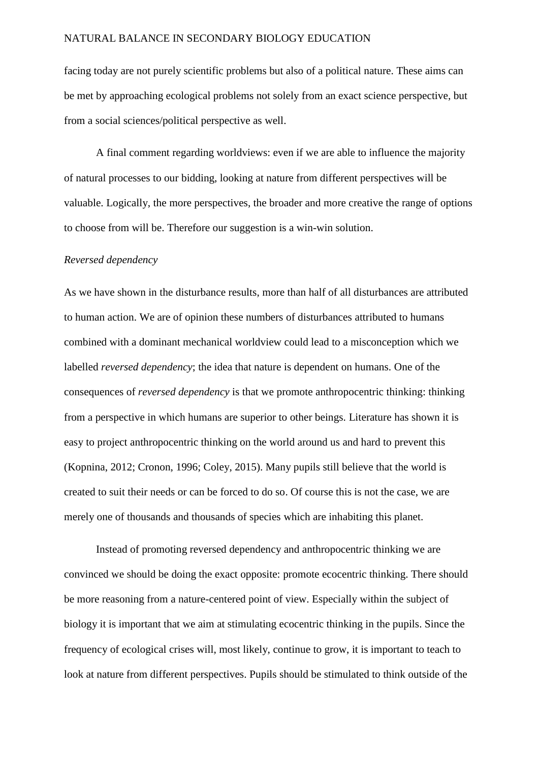facing today are not purely scientific problems but also of a political nature. These aims can be met by approaching ecological problems not solely from an exact science perspective, but from a social sciences/political perspective as well.

A final comment regarding worldviews: even if we are able to influence the majority of natural processes to our bidding, looking at nature from different perspectives will be valuable. Logically, the more perspectives, the broader and more creative the range of options to choose from will be. Therefore our suggestion is a win-win solution.

*Reversed dependency*

As we have shown in the disturbance results, more than half of all disturbances are attributed to human action. We are of opinion these numbers of disturbances attributed to humans combined with a dominant mechanical worldview could lead to a misconception which we labelled *reversed dependency*; the idea that nature is dependent on humans. One of the consequences of *reversed dependency* is that we promote anthropocentric thinking: thinking from a perspective in which humans are superior to other beings. Literature has shown it is easy to project anthropocentric thinking on the world around us and hard to prevent this (Kopnina, 2012; Cronon, 1996; Coley, 2015). Many pupils still believe that the world is created to suit their needs or can be forced to do so. Of course this is not the case, we are merely one of thousands and thousands of species which are inhabiting this planet.

Instead of promoting reversed dependency and anthropocentric thinking we are convinced we should be doing the exact opposite: promote ecocentric thinking. There should be more reasoning from a nature-centered point of view. Especially within the subject of biology it is important that we aim at stimulating ecocentric thinking in the pupils. Since the frequency of ecological crises will, most likely, continue to grow, it is important to teach to look at nature from different perspectives. Pupils should be stimulated to think outside of the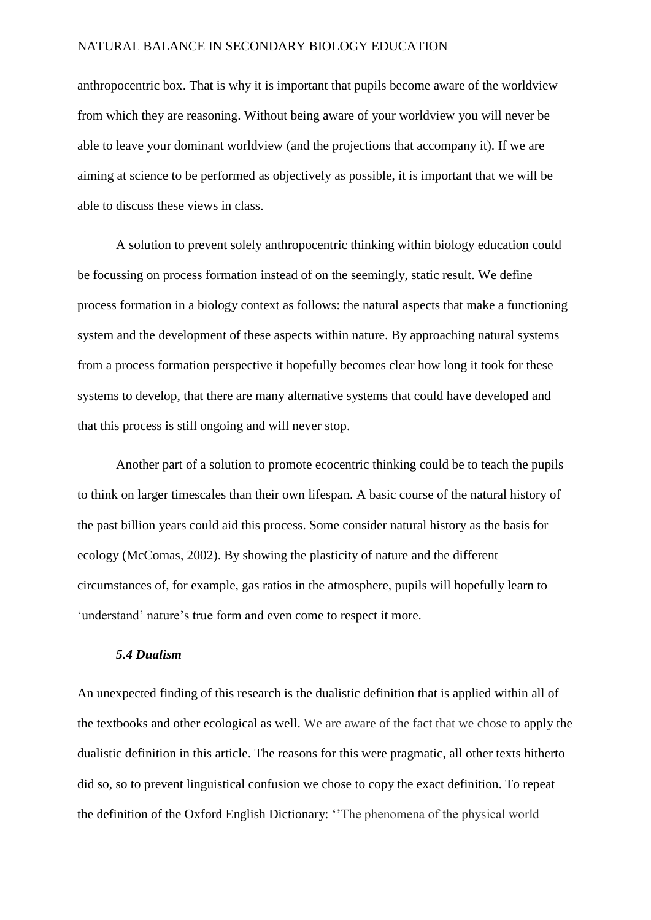anthropocentric box. That is why it is important that pupils become aware of the worldview from which they are reasoning. Without being aware of your worldview you will never be able to leave your dominant worldview (and the projections that accompany it). If we are aiming at science to be performed as objectively as possible, it is important that we will be able to discuss these views in class.

A solution to prevent solely anthropocentric thinking within biology education could be focussing on process formation instead of on the seemingly, static result. We define process formation in a biology context as follows: the natural aspects that make a functioning system and the development of these aspects within nature. By approaching natural systems from a process formation perspective it hopefully becomes clear how long it took for these systems to develop, that there are many alternative systems that could have developed and that this process is still ongoing and will never stop.

Another part of a solution to promote ecocentric thinking could be to teach the pupils to think on larger timescales than their own lifespan. A basic course of the natural history of the past billion years could aid this process. Some consider natural history as the basis for ecology (McComas, 2002). By showing the plasticity of nature and the different circumstances of, for example, gas ratios in the atmosphere, pupils will hopefully learn to 'understand' nature's true form and even come to respect it more.

### *5.4 Dualism*

An unexpected finding of this research is the dualistic definition that is applied within all of the textbooks and other ecological as well. We are aware of the fact that we chose to apply the dualistic definition in this article. The reasons for this were pragmatic, all other texts hitherto did so, so to prevent linguistical confusion we chose to copy the exact definition. To repeat the definition of the Oxford English Dictionary: ''The phenomena of the physical world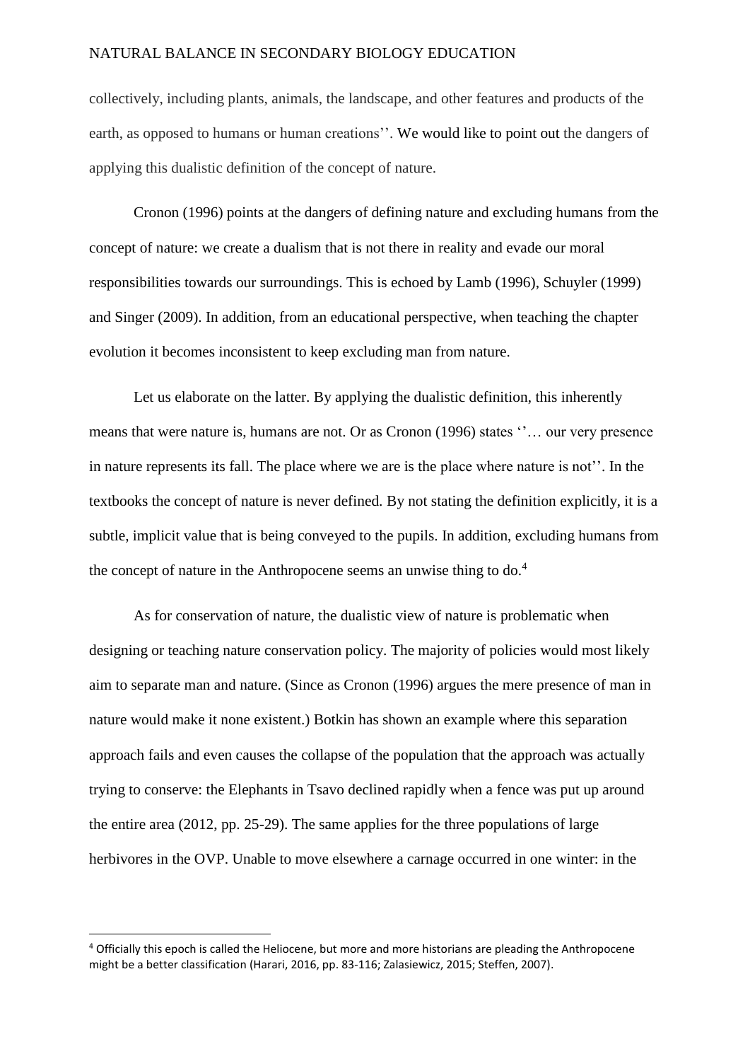collectively, including plants, animals, the landscape, and other features and products of the earth, as opposed to humans or human creations''. We would like to point out the dangers of applying this dualistic definition of the concept of nature.

Cronon (1996) points at the dangers of defining nature and excluding humans from the concept of nature: we create a dualism that is not there in reality and evade our moral responsibilities towards our surroundings. This is echoed by Lamb (1996), Schuyler (1999) and Singer (2009). In addition, from an educational perspective, when teaching the chapter evolution it becomes inconsistent to keep excluding man from nature.

Let us elaborate on the latter. By applying the dualistic definition, this inherently means that were nature is, humans are not. Or as Cronon (1996) states ''… our very presence in nature represents its fall. The place where we are is the place where nature is not''. In the textbooks the concept of nature is never defined. By not stating the definition explicitly, it is a subtle, implicit value that is being conveyed to the pupils. In addition, excluding humans from the concept of nature in the Anthropocene seems an unwise thing to do.[4]

As for conservation of nature, the dualistic view of nature is problematic when designing or teaching nature conservation policy. The majority of policies would most likely aim to separate man and nature. (Since as Cronon (1996) argues the mere presence of man in nature would make it none existent.) Botkin has shown an example where this separation approach fails and even causes the collapse of the population that the approach was actually trying to conserve: the Elephants in Tsavo declined rapidly when a fence was put up around the entire area (2012, pp. 25-29). The same applies for the three populations of large herbivores in the OVP. Unable to move elsewhere a carnage occurred in one winter: in the

[4] Officially this epoch is called the Heliocene, but more and more historians are pleading the Anthropocene might be a better classification (Harari, 2016, pp. 83-116; Zalasiewicz, 2015; Steffen, 2007).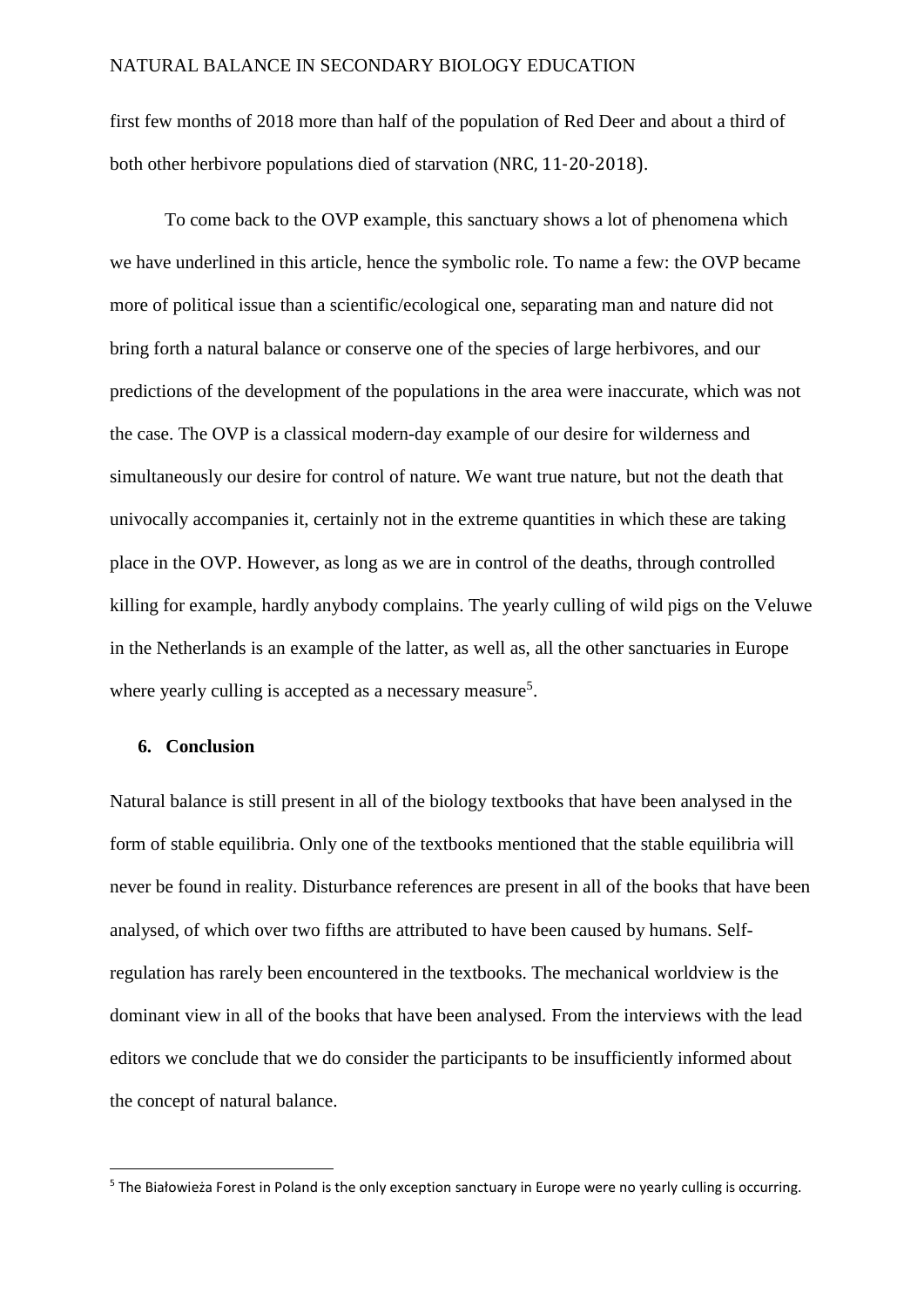first few months of 2018 more than half of the population of Red Deer and about a third of both other herbivore populations died of starvation (NRC, 11-20-2018).

To come back to the OVP example, this sanctuary shows a lot of phenomena which we have underlined in this article, hence the symbolic role. To name a few: the OVP became more of political issue than a scientific/ecological one, separating man and nature did not bring forth a natural balance or conserve one of the species of large herbivores, and our predictions of the development of the populations in the area were inaccurate, which was not the case. The OVP is a classical modern-day example of our desire for wilderness and simultaneously our desire for control of nature. We want true nature, but not the death that univocally accompanies it, certainly not in the extreme quantities in which these are taking place in the OVP. However, as long as we are in control of the deaths, through controlled killing for example, hardly anybody complains. The yearly culling of wild pigs on the Veluwe in the Netherlands is an example of the latter, as well as, all the other sanctuaries in Europe where yearly culling is accepted as a necessary measure[5].

## 6. Conclusion

Natural balance is still present in all of the biology textbooks that have been analysed in the form of stable equilibria. Only one of the textbooks mentioned that the stable equilibria will never be found in reality. Disturbance references are present in all of the books that have been analysed, of which over two fifths are attributed to have been caused by humans. Self-regulation has rarely been encountered in the textbooks. The mechanical worldview is the dominant view in all of the books that have been analysed. From the interviews with the lead editors we conclude that we do consider the participants to be insufficiently informed about the concept of natural balance.

[5] The Białowieża Forest in Poland is the only exception sanctuary in Europe were no yearly culling is occurring.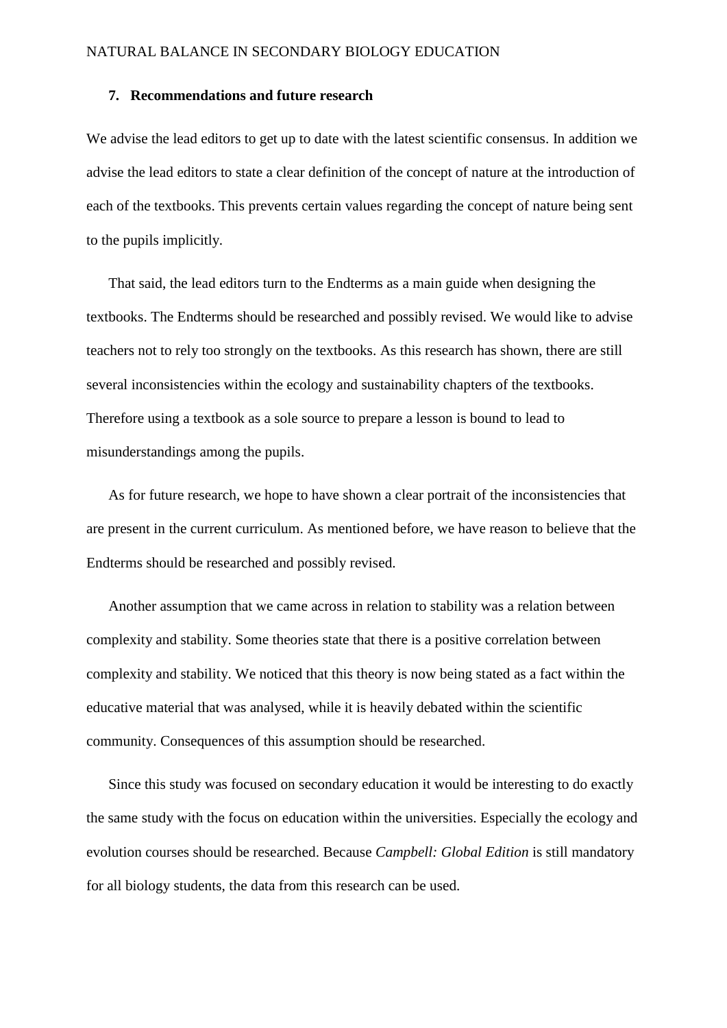## 7. Recommendations and future research

We advise the lead editors to get up to date with the latest scientific consensus. In addition we advise the lead editors to state a clear definition of the concept of nature at the introduction of each of the textbooks. This prevents certain values regarding the concept of nature being sent to the pupils implicitly.

That said, the lead editors turn to the Endterms as a main guide when designing the textbooks. The Endterms should be researched and possibly revised. We would like to advise teachers not to rely too strongly on the textbooks. As this research has shown, there are still several inconsistencies within the ecology and sustainability chapters of the textbooks. Therefore using a textbook as a sole source to prepare a lesson is bound to lead to misunderstandings among the pupils.

As for future research, we hope to have shown a clear portrait of the inconsistencies that are present in the current curriculum. As mentioned before, we have reason to believe that the Endterms should be researched and possibly revised.

Another assumption that we came across in relation to stability was a relation between complexity and stability. Some theories state that there is a positive correlation between complexity and stability. We noticed that this theory is now being stated as a fact within the educative material that was analysed, while it is heavily debated within the scientific community. Consequences of this assumption should be researched.

Since this study was focused on secondary education it would be interesting to do exactly the same study with the focus on education within the universities. Especially the ecology and evolution courses should be researched. Because *Campbell: Global Edition* is still mandatory for all biology students, the data from this research can be used.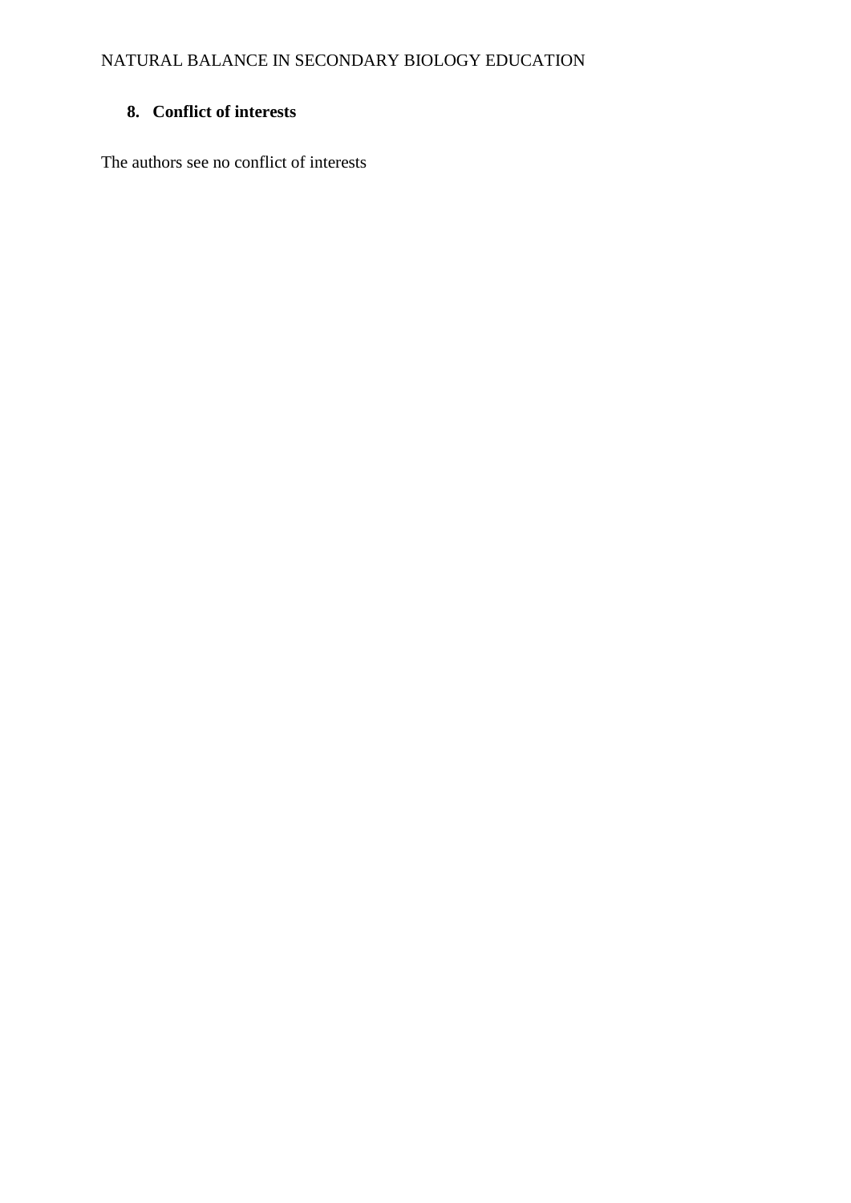## 8. Conflict of interests

The authors see no conflict of interests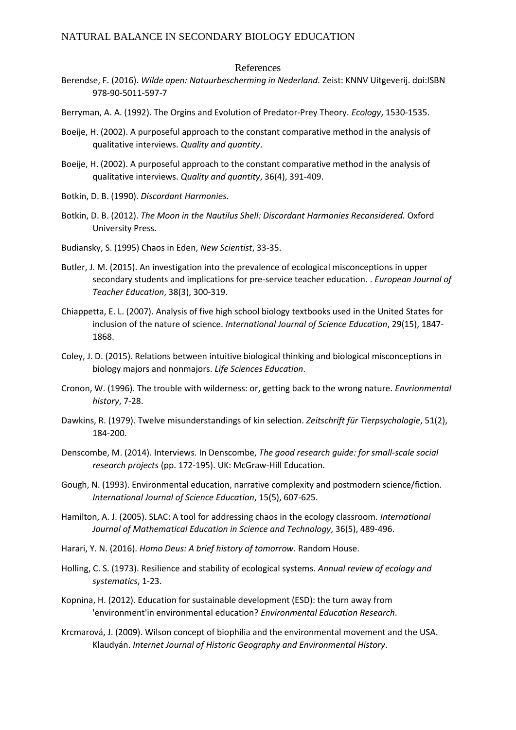# References

Berendse, F. (2016). *Wilde apen: Natuurbescherming in Nederland.* Zeist: KNNV Uitgeverij. doi:ISBN 978-90-5011-597-7

Berryman, A. A. (1992). The Orgins and Evolution of Predator-Prey Theory. *Ecology*, 1530-1535.

Boeije, H. (2002). A purposeful approach to the constant comparative method in the analysis of qualitative interviews. *Quality and quantity*.

Boeije, H. (2002). A purposeful approach to the constant comparative method in the analysis of qualitative interviews. *Quality and quantity*, 36(4), 391-409.

Botkin, D. B. (1990). *Discordant Harmonies.*

Botkin, D. B. (2012). *The Moon in the Nautilus Shell: Discordant Harmonies Reconsidered.* Oxford University Press.

Budiansky, S. (1995) Chaos in Eden, *New Scientist*, 33-35.

Butler, J. M. (2015). An investigation into the prevalence of ecological misconceptions in upper secondary students and implications for pre-service teacher education. . *European Journal of Teacher Education*, 38(3), 300-319.

Chiappetta, E. L. (2007). Analysis of five high school biology textbooks used in the United States for inclusion of the nature of science. *International Journal of Science Education*, 29(15), 1847-1868.

Coley, J. D. (2015). Relations between intuitive biological thinking and biological misconceptions in biology majors and nonmajors. *Life Sciences Education*.

Cronon, W. (1996). The trouble with wilderness: or, getting back to the wrong nature. *Envrionmental history*, 7-28.

Dawkins, R. (1979). Twelve misunderstandings of kin selection. *Zeitschrift für Tierpsychologie*, 51(2), 184-200.

Denscombe, M. (2014). Interviews. In Denscombe, *The good research guide: for small-scale social research projects* (pp. 172-195). UK: McGraw-Hill Education.

Gough, N. (1993). Environmental education, narrative complexity and postmodern science/fiction. *International Journal of Science Education*, 15(5), 607-625.

Hamilton, A. J. (2005). SLAC: A tool for addressing chaos in the ecology classroom. *International Journal of Mathematical Education in Science and Technology*, 36(5), 489-496.

Harari, Y. N. (2016). *Homo Deus: A brief history of tomorrow.* Random House.

Holling, C. S. (1973). Resilience and stability of ecological systems. *Annual review of ecology and systematics*, 1-23.

Kopnina, H. (2012). Education for sustainable development (ESD): the turn away from 'environment'in environmental education? *Environmental Education Research*.

Krcmarová, J. (2009). Wilson concept of biophilia and the environmental movement and the USA. Klaudyán. *Internet Journal of Historic Geography and Environmental History*.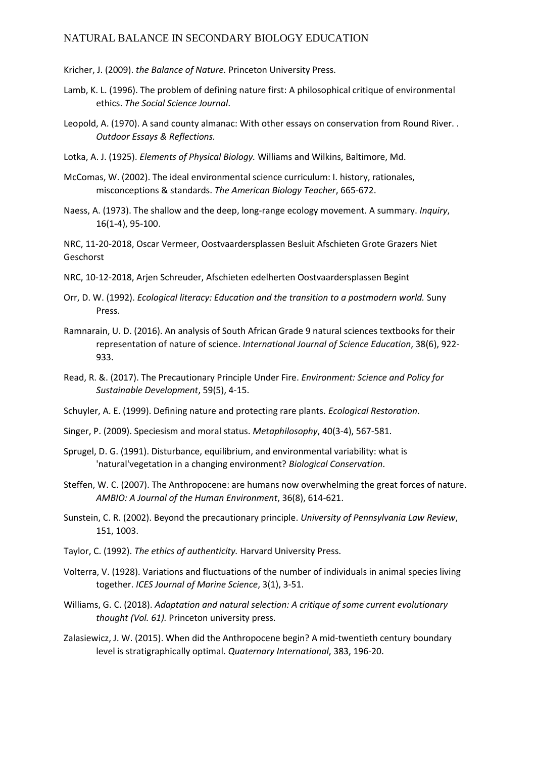Kricher, J. (2009). *the Balance of Nature.* Princeton University Press.

Lamb, K. L. (1996). The problem of defining nature first: A philosophical critique of environmental ethics. *The Social Science Journal*.

Leopold, A. (1970). A sand county almanac: With other essays on conservation from Round River. . *Outdoor Essays & Reflections.*

Lotka, A. J. (1925). *Elements of Physical Biology.* Williams and Wilkins, Baltimore, Md.

McComas, W. (2002). The ideal environmental science curriculum: I. history, rationales, misconceptions & standards. *The American Biology Teacher*, 665-672.

Naess, A. (1973). The shallow and the deep, long-range ecology movement. A summary. *Inquiry*, 16(1-4), 95-100.

NRC, 11-20-2018, Oscar Vermeer, Oostvaardersplassen Besluit Afschieten Grote Grazers Niet Geschorst

NRC, 10-12-2018, Arjen Schreuder, Afschieten edelherten Oostvaardersplassen Begint

Orr, D. W. (1992). *Ecological literacy: Education and the transition to a postmodern world.* Suny Press.

Ramnarain, U. D. (2016). An analysis of South African Grade 9 natural sciences textbooks for their representation of nature of science. *International Journal of Science Education*, 38(6), 922-933.

Read, R. &. (2017). The Precautionary Principle Under Fire. *Environment: Science and Policy for Sustainable Development*, 59(5), 4-15.

Schuyler, A. E. (1999). Defining nature and protecting rare plants. *Ecological Restoration*.

Singer, P. (2009). Speciesism and moral status. *Metaphilosophy*, 40(3-4), 567-581.

Sprugel, D. G. (1991). Disturbance, equilibrium, and environmental variability: what is 'natural'vegetation in a changing environment? *Biological Conservation*.

Steffen, W. C. (2007). The Anthropocene: are humans now overwhelming the great forces of nature. *AMBIO: A Journal of the Human Environment*, 36(8), 614-621.

Sunstein, C. R. (2002). Beyond the precautionary principle. *University of Pennsylvania Law Review*, 151, 1003.

Taylor, C. (1992). *The ethics of authenticity.* Harvard University Press.

Volterra, V. (1928). Variations and fluctuations of the number of individuals in animal species living together. *ICES Journal of Marine Science*, 3(1), 3-51.

Williams, G. C. (2018). *Adaptation and natural selection: A critique of some current evolutionary thought (Vol. 61).* Princeton university press.

Zalasiewicz, J. W. (2015). When did the Anthropocene begin? A mid-twentieth century boundary level is stratigraphically optimal. *Quaternary International*, 383, 196-20.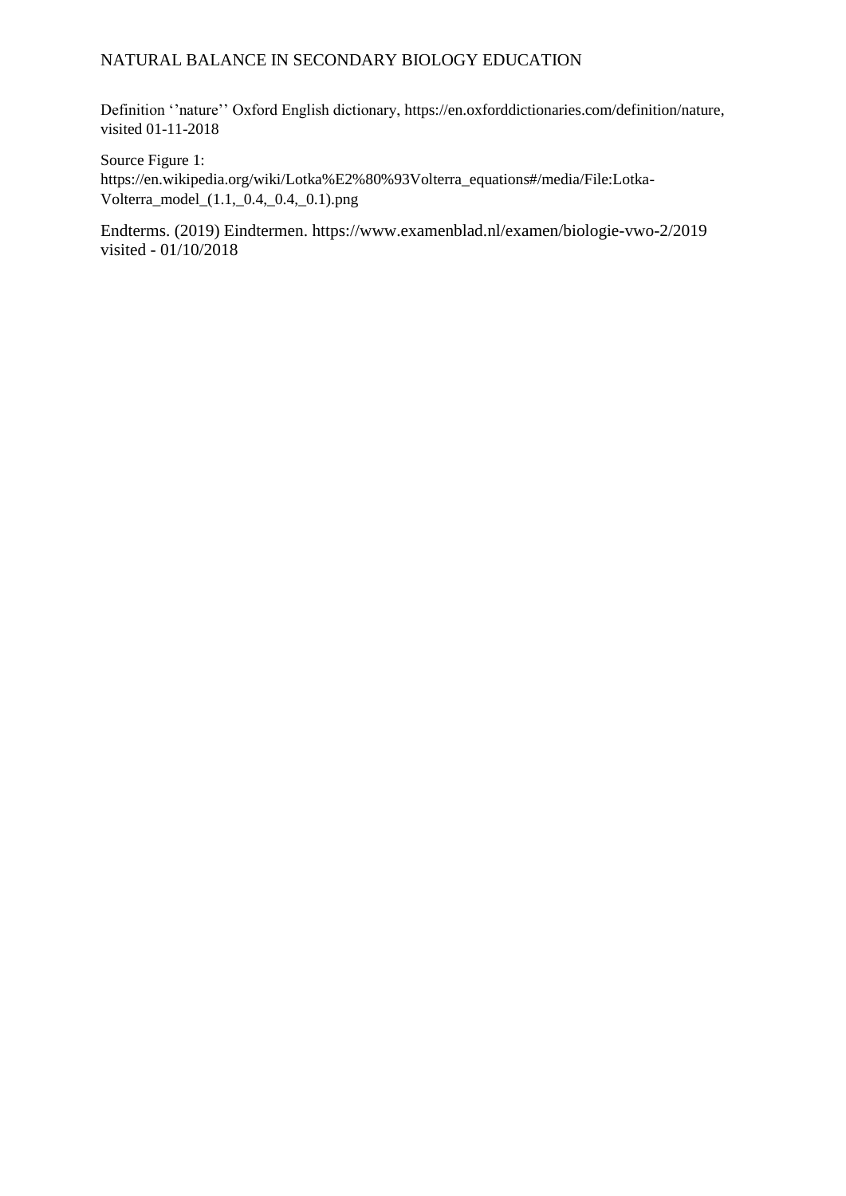Definition ''nature'' Oxford English dictionary, https://en.oxforddictionaries.com/definition/nature, visited 01-11-2018

Source Figure 1:
https://en.wikipedia.org/wiki/Lotka%E2%80%93Volterra_equations#/media/File:Lotka-Volterra_model_(1.1,_0.4,_0.4,_0.1).png

Endterms. (2019) Eindtermen. https://www.examenblad.nl/examen/biologie-vwo-2/2019 visited - 01/10/2018